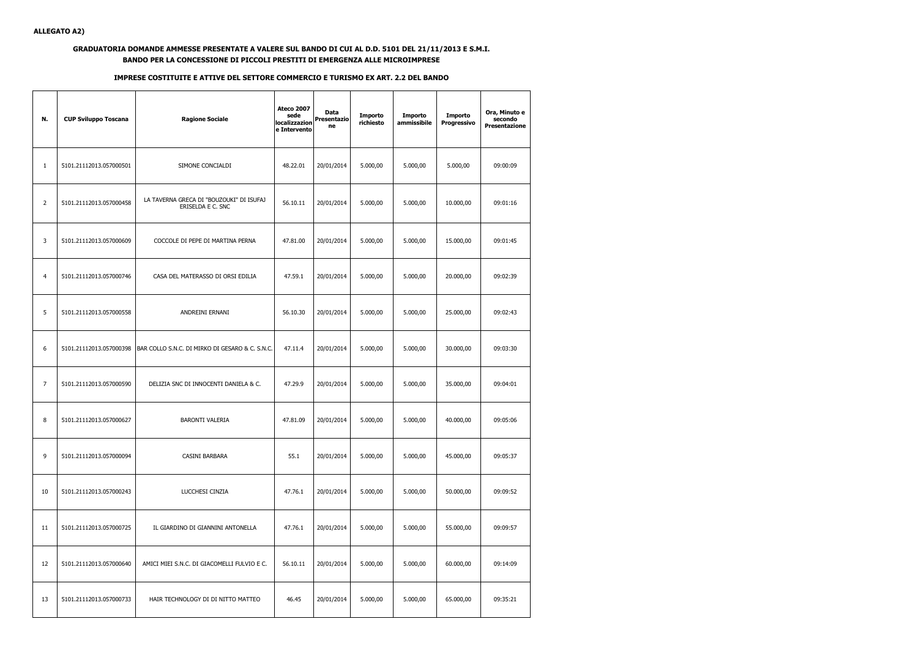**ALLEGATO A2)**

**GRADUATORIA DOMANDE AMMESSE PRESENTATE A VALERE SUL BANDO DI CUI AL D.D. 5101 DEL 21/11/2013 E S.M.I.**
**BANDO PER LA CONCESSIONE DI PICCOLI PRESTITI DI EMERGENZA ALLE MICROIMPRESE**

**IMPRESE COSTITUITE E ATTIVE DEL SETTORE COMMERCIO E TURISMO EX ART. 2.2 DEL BANDO**

| N. | CUP Sviluppo Toscana | Ragione Sociale | Ateco 2007 sede localizzazione e Intervento | Data Presentazione | Importo richiesto | Importo ammissibile | Importo Progressivo | Ora, Minuto e secondo Presentazione |
|---|---|---|---|---|---|---|---|---|
| 1 | 5101.21112013.057000501 | SIMONE CONCIALDI | 48.22.01 | 20/01/2014 | 5.000,00 | 5.000,00 | 5.000,00 | 09:00:09 |
| 2 | 5101.21112013.057000458 | LA TAVERNA GRECA DI "BOUZOUKI" DI ISUFAJ ERISELDA E C. SNC | 56.10.11 | 20/01/2014 | 5.000,00 | 5.000,00 | 10.000,00 | 09:01:16 |
| 3 | 5101.21112013.057000609 | COCCOLE DI PEPE DI MARTINA PERNA | 47.81.00 | 20/01/2014 | 5.000,00 | 5.000,00 | 15.000,00 | 09:01:45 |
| 4 | 5101.21112013.057000746 | CASA DEL MATERASSO DI ORSI EDILIA | 47.59.1 | 20/01/2014 | 5.000,00 | 5.000,00 | 20.000,00 | 09:02:39 |
| 5 | 5101.21112013.057000558 | ANDREINI ERNANI | 56.10.30 | 20/01/2014 | 5.000,00 | 5.000,00 | 25.000,00 | 09:02:43 |
| 6 | 5101.21112013.057000398 | BAR COLLO S.N.C. DI MIRKO DI GESARO & C. S.N.C. | 47.11.4 | 20/01/2014 | 5.000,00 | 5.000,00 | 30.000,00 | 09:03:30 |
| 7 | 5101.21112013.057000590 | DELIZIA SNC DI INNOCENTI DANIELA & C. | 47.29.9 | 20/01/2014 | 5.000,00 | 5.000,00 | 35.000,00 | 09:04:01 |
| 8 | 5101.21112013.057000627 | BARONTI VALERIA | 47.81.09 | 20/01/2014 | 5.000,00 | 5.000,00 | 40.000,00 | 09:05:06 |
| 9 | 5101.21112013.057000094 | CASINI BARBARA | 55.1 | 20/01/2014 | 5.000,00 | 5.000,00 | 45.000,00 | 09:05:37 |
| 10 | 5101.21112013.057000243 | LUCCHESI CINZIA | 47.76.1 | 20/01/2014 | 5.000,00 | 5.000,00 | 50.000,00 | 09:09:52 |
| 11 | 5101.21112013.057000725 | IL GIARDINO DI GIANNINI ANTONELLA | 47.76.1 | 20/01/2014 | 5.000,00 | 5.000,00 | 55.000,00 | 09:09:57 |
| 12 | 5101.21112013.057000640 | AMICI MIEI S.N.C. DI GIACOMELLI FULVIO E C. | 56.10.11 | 20/01/2014 | 5.000,00 | 5.000,00 | 60.000,00 | 09:14:09 |
| 13 | 5101.21112013.057000733 | HAIR TECHNOLOGY DI DI NITTO MATTEO | 46.45 | 20/01/2014 | 5.000,00 | 5.000,00 | 65.000,00 | 09:35:21 |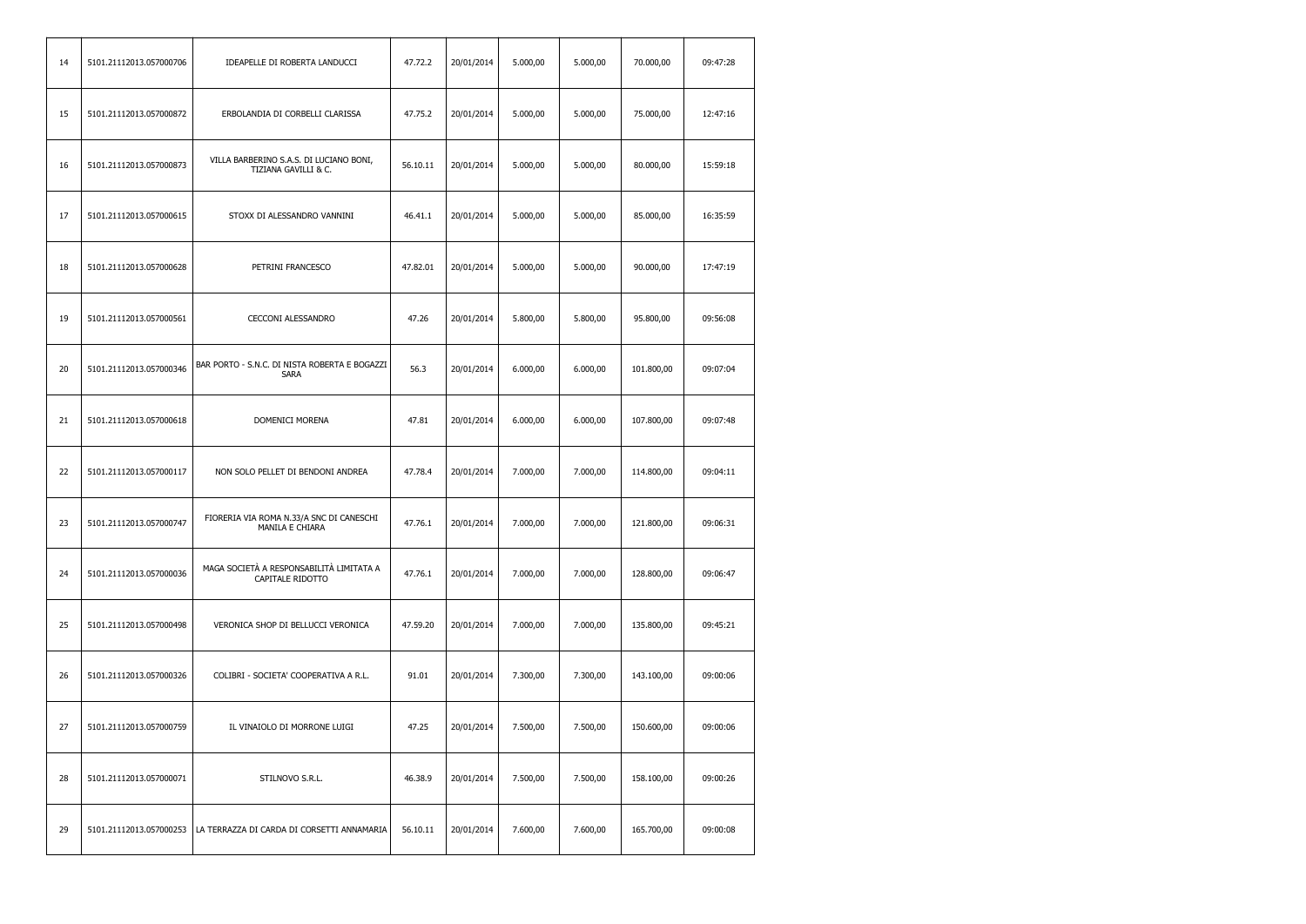| | | | | | | | | |
|---|---|---|---|---|---|---|---|---|
| 14 | 5101.21112013.057000706 | IDEAPELLE DI ROBERTA LANDUCCI | 47.72.2 | 20/01/2014 | 5.000,00 | 5.000,00 | 70.000,00 | 09:47:28 |
| 15 | 5101.21112013.057000872 | ERBOLANDIA DI CORBELLI CLARISSA | 47.75.2 | 20/01/2014 | 5.000,00 | 5.000,00 | 75.000,00 | 12:47:16 |
| 16 | 5101.21112013.057000873 | VILLA BARBERINO S.A.S. DI LUCIANO BONI, TIZIANA GAVILLI & C. | 56.10.11 | 20/01/2014 | 5.000,00 | 5.000,00 | 80.000,00 | 15:59:18 |
| 17 | 5101.21112013.057000615 | STOXX DI ALESSANDRO VANNINI | 46.41.1 | 20/01/2014 | 5.000,00 | 5.000,00 | 85.000,00 | 16:35:59 |
| 18 | 5101.21112013.057000628 | PETRINI FRANCESCO | 47.82.01 | 20/01/2014 | 5.000,00 | 5.000,00 | 90.000,00 | 17:47:19 |
| 19 | 5101.21112013.057000561 | CECCONI ALESSANDRO | 47.26 | 20/01/2014 | 5.800,00 | 5.800,00 | 95.800,00 | 09:56:08 |
| 20 | 5101.21112013.057000346 | BAR PORTO - S.N.C. DI NISTA ROBERTA E BOGAZZI SARA | 56.3 | 20/01/2014 | 6.000,00 | 6.000,00 | 101.800,00 | 09:07:04 |
| 21 | 5101.21112013.057000618 | DOMENICI MORENA | 47.81 | 20/01/2014 | 6.000,00 | 6.000,00 | 107.800,00 | 09:07:48 |
| 22 | 5101.21112013.057000117 | NON SOLO PELLET DI BENDONI ANDREA | 47.78.4 | 20/01/2014 | 7.000,00 | 7.000,00 | 114.800,00 | 09:04:11 |
| 23 | 5101.21112013.057000747 | FIORERIA VIA ROMA N.33/A SNC DI CANESCHI MANILA E CHIARA | 47.76.1 | 20/01/2014 | 7.000,00 | 7.000,00 | 121.800,00 | 09:06:31 |
| 24 | 5101.21112013.057000036 | MAGA SOCIETÀ A RESPONSABILITÀ LIMITATA A CAPITALE RIDOTTO | 47.76.1 | 20/01/2014 | 7.000,00 | 7.000,00 | 128.800,00 | 09:06:47 |
| 25 | 5101.21112013.057000498 | VERONICA SHOP DI BELLUCCI VERONICA | 47.59.20 | 20/01/2014 | 7.000,00 | 7.000,00 | 135.800,00 | 09:45:21 |
| 26 | 5101.21112013.057000326 | COLIBRI - SOCIETA' COOPERATIVA A R.L. | 91.01 | 20/01/2014 | 7.300,00 | 7.300,00 | 143.100,00 | 09:00:06 |
| 27 | 5101.21112013.057000759 | IL VINAIOLO DI MORRONE LUIGI | 47.25 | 20/01/2014 | 7.500,00 | 7.500,00 | 150.600,00 | 09:00:06 |
| 28 | 5101.21112013.057000071 | STILNOVO S.R.L. | 46.38.9 | 20/01/2014 | 7.500,00 | 7.500,00 | 158.100,00 | 09:00:26 |
| 29 | 5101.21112013.057000253 | LA TERRAZZA DI CARDA DI CORSETTI ANNAMARIA | 56.10.11 | 20/01/2014 | 7.600,00 | 7.600,00 | 165.700,00 | 09:00:08 |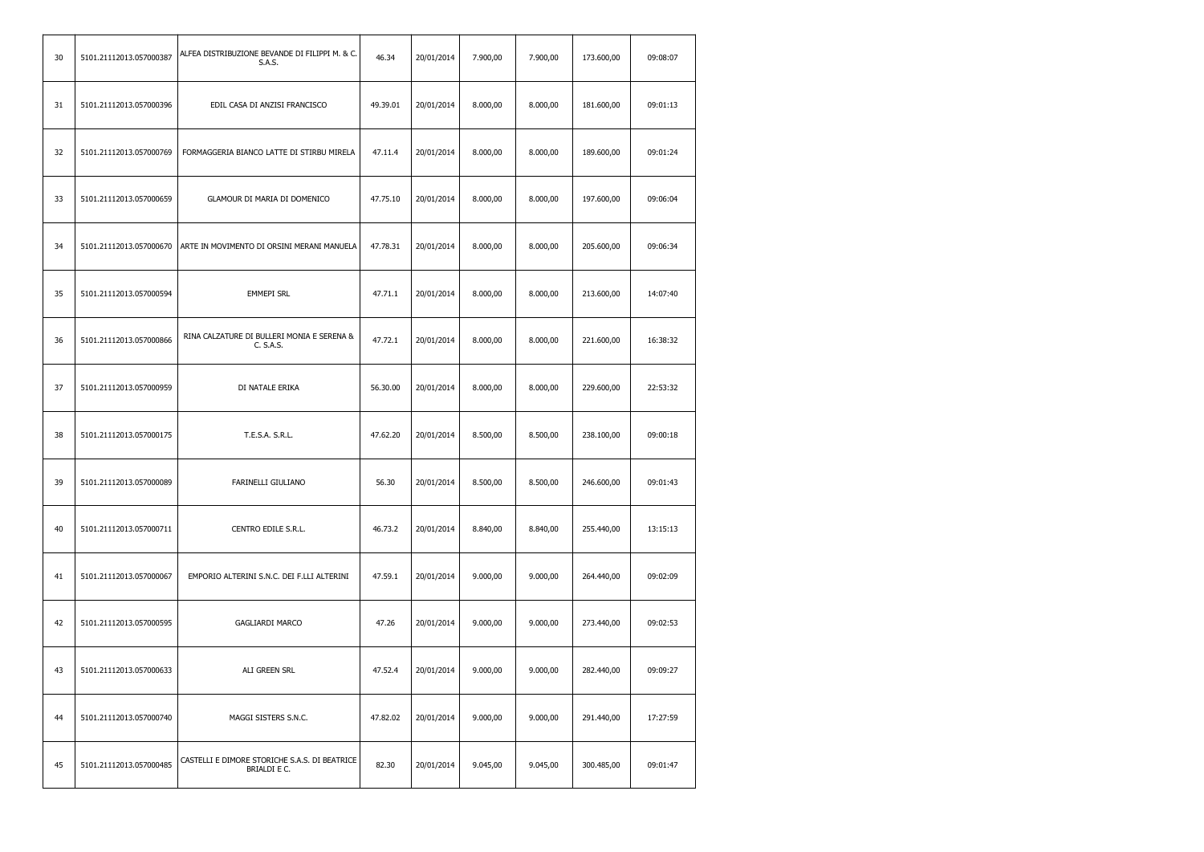| | | | | | | | | |
|---|---|---|---|---|---|---|---|---|
| 30 | 5101.21112013.057000387 | ALFEA DISTRIBUZIONE BEVANDE DI FILIPPI M. & C. S.A.S. | 46.34 | 20/01/2014 | 7.900,00 | 7.900,00 | 173.600,00 | 09:08:07 |
| 31 | 5101.21112013.057000396 | EDIL CASA DI ANZISI FRANCISCO | 49.39.01 | 20/01/2014 | 8.000,00 | 8.000,00 | 181.600,00 | 09:01:13 |
| 32 | 5101.21112013.057000769 | FORMAGGERIA BIANCO LATTE DI STIRBU MIRELA | 47.11.4 | 20/01/2014 | 8.000,00 | 8.000,00 | 189.600,00 | 09:01:24 |
| 33 | 5101.21112013.057000659 | GLAMOUR DI MARIA DI DOMENICO | 47.75.10 | 20/01/2014 | 8.000,00 | 8.000,00 | 197.600,00 | 09:06:04 |
| 34 | 5101.21112013.057000670 | ARTE IN MOVIMENTO DI ORSINI MERANI MANUELA | 47.78.31 | 20/01/2014 | 8.000,00 | 8.000,00 | 205.600,00 | 09:06:34 |
| 35 | 5101.21112013.057000594 | EMMEPI SRL | 47.71.1 | 20/01/2014 | 8.000,00 | 8.000,00 | 213.600,00 | 14:07:40 |
| 36 | 5101.21112013.057000866 | RINA CALZATURE DI BULLERI MONIA E SERENA & C. S.A.S. | 47.72.1 | 20/01/2014 | 8.000,00 | 8.000,00 | 221.600,00 | 16:38:32 |
| 37 | 5101.21112013.057000959 | DI NATALE ERIKA | 56.30.00 | 20/01/2014 | 8.000,00 | 8.000,00 | 229.600,00 | 22:53:32 |
| 38 | 5101.21112013.057000175 | T.E.S.A. S.R.L. | 47.62.20 | 20/01/2014 | 8.500,00 | 8.500,00 | 238.100,00 | 09:00:18 |
| 39 | 5101.21112013.057000089 | FARINELLI GIULIANO | 56.30 | 20/01/2014 | 8.500,00 | 8.500,00 | 246.600,00 | 09:01:43 |
| 40 | 5101.21112013.057000711 | CENTRO EDILE S.R.L. | 46.73.2 | 20/01/2014 | 8.840,00 | 8.840,00 | 255.440,00 | 13:15:13 |
| 41 | 5101.21112013.057000067 | EMPORIO ALTERINI S.N.C. DEI F.LLI ALTERINI | 47.59.1 | 20/01/2014 | 9.000,00 | 9.000,00 | 264.440,00 | 09:02:09 |
| 42 | 5101.21112013.057000595 | GAGLIARDI MARCO | 47.26 | 20/01/2014 | 9.000,00 | 9.000,00 | 273.440,00 | 09:02:53 |
| 43 | 5101.21112013.057000633 | ALI GREEN SRL | 47.52.4 | 20/01/2014 | 9.000,00 | 9.000,00 | 282.440,00 | 09:09:27 |
| 44 | 5101.21112013.057000740 | MAGGI SISTERS S.N.C. | 47.82.02 | 20/01/2014 | 9.000,00 | 9.000,00 | 291.440,00 | 17:27:59 |
| 45 | 5101.21112013.057000485 | CASTELLI E DIMORE STORICHE S.A.S. DI BEATRICE BRIALDI E C. | 82.30 | 20/01/2014 | 9.045,00 | 9.045,00 | 300.485,00 | 09:01:47 |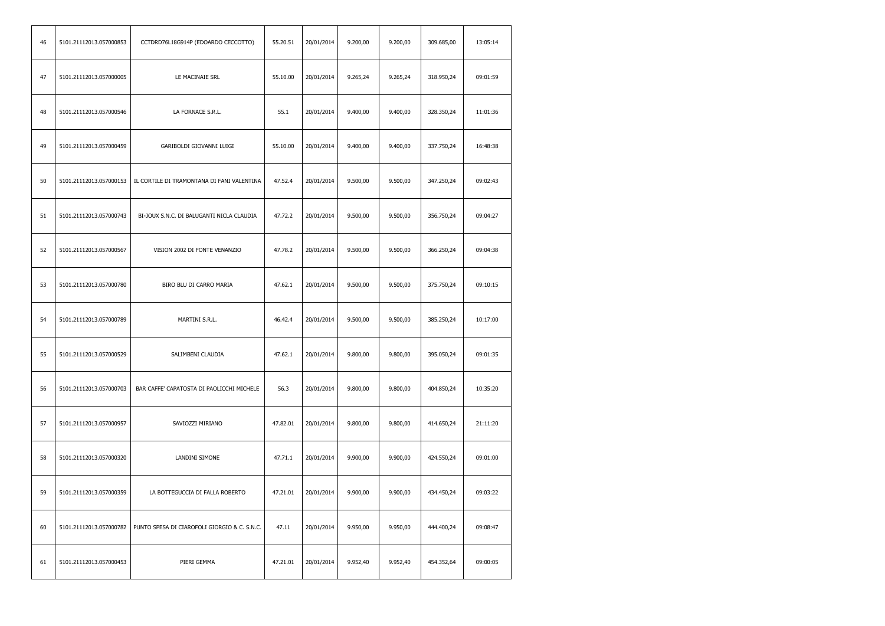| | | | | | | | | |
|---|---|---|---|---|---|---|---|---|
| 46 | 5101.21112013.057000853 | CCTDRD76L18G914P (EDOARDO CECCOTTO) | 55.20.51 | 20/01/2014 | 9.200,00 | 9.200,00 | 309.685,00 | 13:05:14 |
| 47 | 5101.21112013.057000005 | LE MACINAIE SRL | 55.10.00 | 20/01/2014 | 9.265,24 | 9.265,24 | 318.950,24 | 09:01:59 |
| 48 | 5101.21112013.057000546 | LA FORNACE S.R.L. | 55.1 | 20/01/2014 | 9.400,00 | 9.400,00 | 328.350,24 | 11:01:36 |
| 49 | 5101.21112013.057000459 | GARIBOLDI GIOVANNI LUIGI | 55.10.00 | 20/01/2014 | 9.400,00 | 9.400,00 | 337.750,24 | 16:48:38 |
| 50 | 5101.21112013.057000153 | IL CORTILE DI TRAMONTANA DI FANI VALENTINA | 47.52.4 | 20/01/2014 | 9.500,00 | 9.500,00 | 347.250,24 | 09:02:43 |
| 51 | 5101.21112013.057000743 | BI-JOUX S.N.C. DI BALUGANTI NICLA CLAUDIA | 47.72.2 | 20/01/2014 | 9.500,00 | 9.500,00 | 356.750,24 | 09:04:27 |
| 52 | 5101.21112013.057000567 | VISION 2002 DI FONTE VENANZIO | 47.78.2 | 20/01/2014 | 9.500,00 | 9.500,00 | 366.250,24 | 09:04:38 |
| 53 | 5101.21112013.057000780 | BIRO BLU DI CARRO MARIA | 47.62.1 | 20/01/2014 | 9.500,00 | 9.500,00 | 375.750,24 | 09:10:15 |
| 54 | 5101.21112013.057000789 | MARTINI S.R.L. | 46.42.4 | 20/01/2014 | 9.500,00 | 9.500,00 | 385.250,24 | 10:17:00 |
| 55 | 5101.21112013.057000529 | SALIMBENI CLAUDIA | 47.62.1 | 20/01/2014 | 9.800,00 | 9.800,00 | 395.050,24 | 09:01:35 |
| 56 | 5101.21112013.057000703 | BAR CAFFE' CAPATOSTA DI PAOLICCHI MICHELE | 56.3 | 20/01/2014 | 9.800,00 | 9.800,00 | 404.850,24 | 10:35:20 |
| 57 | 5101.21112013.057000957 | SAVIOZZI MIRIANO | 47.82.01 | 20/01/2014 | 9.800,00 | 9.800,00 | 414.650,24 | 21:11:20 |
| 58 | 5101.21112013.057000320 | LANDINI SIMONE | 47.71.1 | 20/01/2014 | 9.900,00 | 9.900,00 | 424.550,24 | 09:01:00 |
| 59 | 5101.21112013.057000359 | LA BOTTEGUCCIA DI FALLA ROBERTO | 47.21.01 | 20/01/2014 | 9.900,00 | 9.900,00 | 434.450,24 | 09:03:22 |
| 60 | 5101.21112013.057000782 | PUNTO SPESA DI CIAROFOLI GIORGIO & C. S.N.C. | 47.11 | 20/01/2014 | 9.950,00 | 9.950,00 | 444.400,24 | 09:08:47 |
| 61 | 5101.21112013.057000453 | PIERI GEMMA | 47.21.01 | 20/01/2014 | 9.952,40 | 9.952,40 | 454.352,64 | 09:00:05 |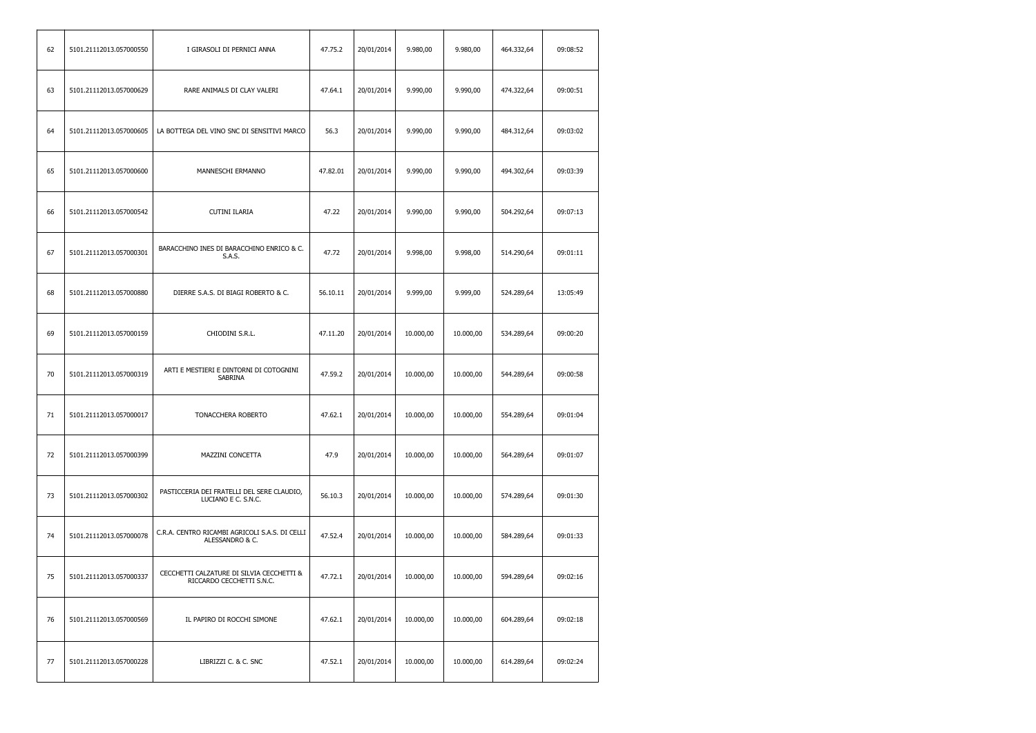| | | | | | | | | |
|---|---|---|---|---|---|---|---|---|
| 62 | 5101.21112013.057000550 | I GIRASOLI DI PERNICI ANNA | 47.75.2 | 20/01/2014 | 9.980,00 | 9.980,00 | 464.332,64 | 09:08:52 |
| 63 | 5101.21112013.057000629 | RARE ANIMALS DI CLAY VALERI | 47.64.1 | 20/01/2014 | 9.990,00 | 9.990,00 | 474.322,64 | 09:00:51 |
| 64 | 5101.21112013.057000605 | LA BOTTEGA DEL VINO SNC DI SENSITIVI MARCO | 56.3 | 20/01/2014 | 9.990,00 | 9.990,00 | 484.312,64 | 09:03:02 |
| 65 | 5101.21112013.057000600 | MANNESCHI ERMANNO | 47.82.01 | 20/01/2014 | 9.990,00 | 9.990,00 | 494.302,64 | 09:03:39 |
| 66 | 5101.21112013.057000542 | CUTINI ILARIA | 47.22 | 20/01/2014 | 9.990,00 | 9.990,00 | 504.292,64 | 09:07:13 |
| 67 | 5101.21112013.057000301 | BARACCHINO INES DI BARACCHINO ENRICO & C. S.A.S. | 47.72 | 20/01/2014 | 9.998,00 | 9.998,00 | 514.290,64 | 09:01:11 |
| 68 | 5101.21112013.057000880 | DIERRE S.A.S. DI BIAGI ROBERTO & C. | 56.10.11 | 20/01/2014 | 9.999,00 | 9.999,00 | 524.289,64 | 13:05:49 |
| 69 | 5101.21112013.057000159 | CHIODINI S.R.L. | 47.11.20 | 20/01/2014 | 10.000,00 | 10.000,00 | 534.289,64 | 09:00:20 |
| 70 | 5101.21112013.057000319 | ARTI E MESTIERI E DINTORNI DI COTOGNINI SABRINA | 47.59.2 | 20/01/2014 | 10.000,00 | 10.000,00 | 544.289,64 | 09:00:58 |
| 71 | 5101.21112013.057000017 | TONACCHERA ROBERTO | 47.62.1 | 20/01/2014 | 10.000,00 | 10.000,00 | 554.289,64 | 09:01:04 |
| 72 | 5101.21112013.057000399 | MAZZINI CONCETTA | 47.9 | 20/01/2014 | 10.000,00 | 10.000,00 | 564.289,64 | 09:01:07 |
| 73 | 5101.21112013.057000302 | PASTICCERIA DEI FRATELLI DEL SERE CLAUDIO, LUCIANO E C. S.N.C. | 56.10.3 | 20/01/2014 | 10.000,00 | 10.000,00 | 574.289,64 | 09:01:30 |
| 74 | 5101.21112013.057000078 | C.R.A. CENTRO RICAMBI AGRICOLI S.A.S. DI CELLI ALESSANDRO & C. | 47.52.4 | 20/01/2014 | 10.000,00 | 10.000,00 | 584.289,64 | 09:01:33 |
| 75 | 5101.21112013.057000337 | CECCHETTI CALZATURE DI SILVIA CECCHETTI & RICCARDO CECCHETTI S.N.C. | 47.72.1 | 20/01/2014 | 10.000,00 | 10.000,00 | 594.289,64 | 09:02:16 |
| 76 | 5101.21112013.057000569 | IL PAPIRO DI ROCCHI SIMONE | 47.62.1 | 20/01/2014 | 10.000,00 | 10.000,00 | 604.289,64 | 09:02:18 |
| 77 | 5101.21112013.057000228 | LIBRIZZI C. & C. SNC | 47.52.1 | 20/01/2014 | 10.000,00 | 10.000,00 | 614.289,64 | 09:02:24 |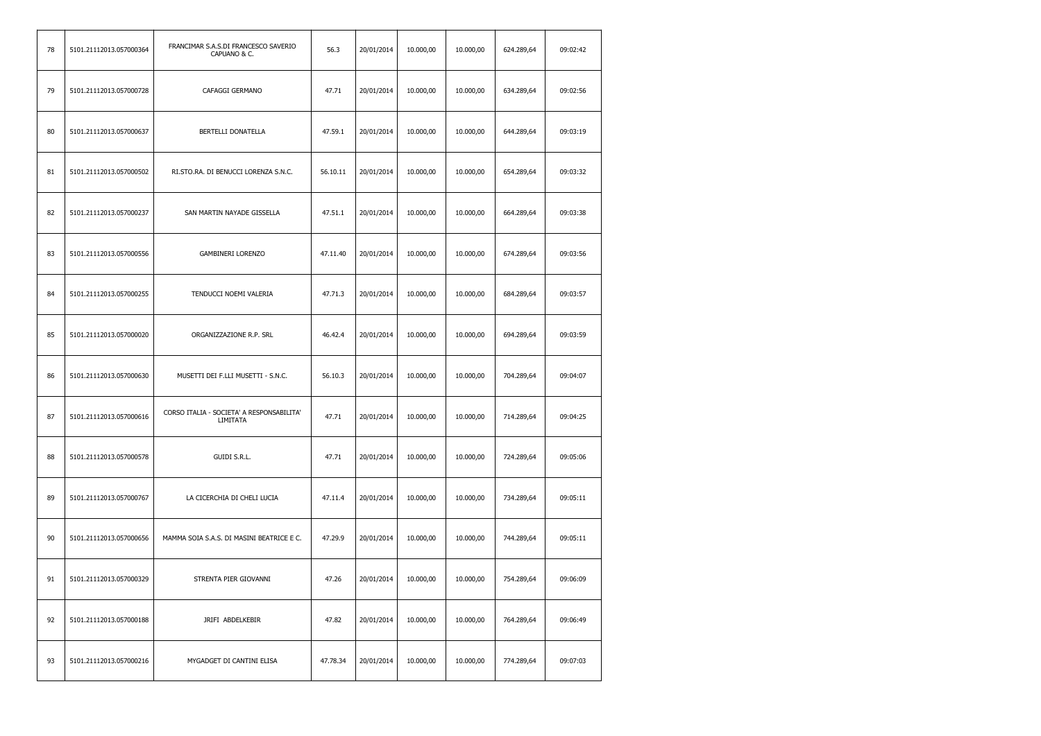| | | | | | | | | |
|---|---|---|---|---|---|---|---|---|
| 78 | 5101.21112013.057000364 | FRANCIMAR S.A.S.DI FRANCESCO SAVERIO CAPUANO & C. | 56.3 | 20/01/2014 | 10.000,00 | 10.000,00 | 624.289,64 | 09:02:42 |
| 79 | 5101.21112013.057000728 | CAFAGGI GERMANO | 47.71 | 20/01/2014 | 10.000,00 | 10.000,00 | 634.289,64 | 09:02:56 |
| 80 | 5101.21112013.057000637 | BERTELLI DONATELLA | 47.59.1 | 20/01/2014 | 10.000,00 | 10.000,00 | 644.289,64 | 09:03:19 |
| 81 | 5101.21112013.057000502 | RI.STO.RA. DI BENUCCI LORENZA S.N.C. | 56.10.11 | 20/01/2014 | 10.000,00 | 10.000,00 | 654.289,64 | 09:03:32 |
| 82 | 5101.21112013.057000237 | SAN MARTIN NAYADE GISSELLA | 47.51.1 | 20/01/2014 | 10.000,00 | 10.000,00 | 664.289,64 | 09:03:38 |
| 83 | 5101.21112013.057000556 | GAMBINERI LORENZO | 47.11.40 | 20/01/2014 | 10.000,00 | 10.000,00 | 674.289,64 | 09:03:56 |
| 84 | 5101.21112013.057000255 | TENDUCCI NOEMI VALERIA | 47.71.3 | 20/01/2014 | 10.000,00 | 10.000,00 | 684.289,64 | 09:03:57 |
| 85 | 5101.21112013.057000020 | ORGANIZZAZIONE R.P. SRL | 46.42.4 | 20/01/2014 | 10.000,00 | 10.000,00 | 694.289,64 | 09:03:59 |
| 86 | 5101.21112013.057000630 | MUSETTI DEI F.LLI MUSETTI - S.N.C. | 56.10.3 | 20/01/2014 | 10.000,00 | 10.000,00 | 704.289,64 | 09:04:07 |
| 87 | 5101.21112013.057000616 | CORSO ITALIA - SOCIETA' A RESPONSABILITA' LIMITATA | 47.71 | 20/01/2014 | 10.000,00 | 10.000,00 | 714.289,64 | 09:04:25 |
| 88 | 5101.21112013.057000578 | GUIDI S.R.L. | 47.71 | 20/01/2014 | 10.000,00 | 10.000,00 | 724.289,64 | 09:05:06 |
| 89 | 5101.21112013.057000767 | LA CICERCHIA DI CHELI LUCIA | 47.11.4 | 20/01/2014 | 10.000,00 | 10.000,00 | 734.289,64 | 09:05:11 |
| 90 | 5101.21112013.057000656 | MAMMA SOIA S.A.S. DI MASINI BEATRICE E C. | 47.29.9 | 20/01/2014 | 10.000,00 | 10.000,00 | 744.289,64 | 09:05:11 |
| 91 | 5101.21112013.057000329 | STRENTA PIER GIOVANNI | 47.26 | 20/01/2014 | 10.000,00 | 10.000,00 | 754.289,64 | 09:06:09 |
| 92 | 5101.21112013.057000188 | JRIFI ABDELKEBIR | 47.82 | 20/01/2014 | 10.000,00 | 10.000,00 | 764.289,64 | 09:06:49 |
| 93 | 5101.21112013.057000216 | MYGADGET DI CANTINI ELISA | 47.78.34 | 20/01/2014 | 10.000,00 | 10.000,00 | 774.289,64 | 09:07:03 |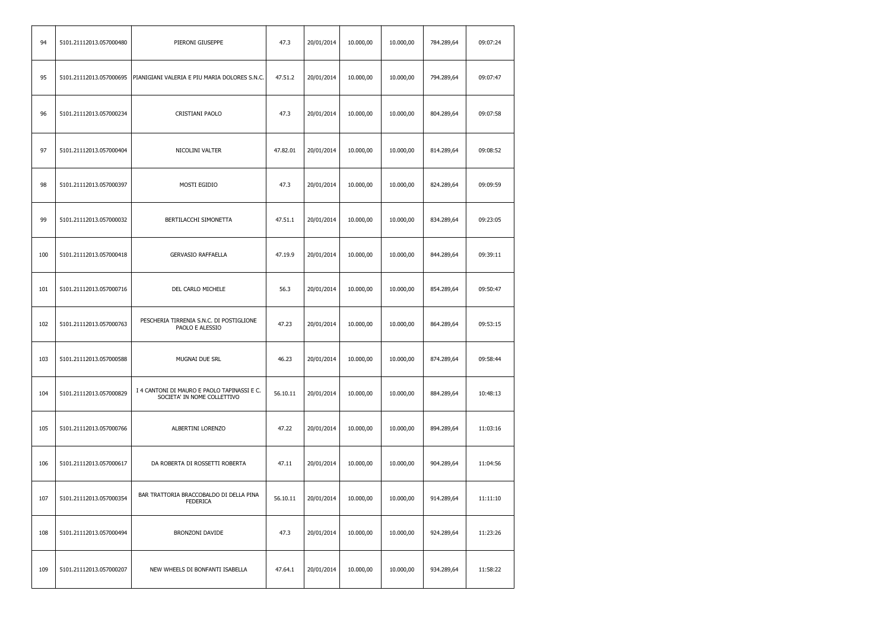| | | | | | | | | |
|---|---|---|---|---|---|---|---|---|
| 94 | 5101.21112013.057000480 | PIERONI GIUSEPPE | 47.3 | 20/01/2014 | 10.000,00 | 10.000,00 | 784.289,64 | 09:07:24 |
| 95 | 5101.21112013.057000695 | PIANIGIANI VALERIA E PIU MARIA DOLORES S.N.C. | 47.51.2 | 20/01/2014 | 10.000,00 | 10.000,00 | 794.289,64 | 09:07:47 |
| 96 | 5101.21112013.057000234 | CRISTIANI PAOLO | 47.3 | 20/01/2014 | 10.000,00 | 10.000,00 | 804.289,64 | 09:07:58 |
| 97 | 5101.21112013.057000404 | NICOLINI VALTER | 47.82.01 | 20/01/2014 | 10.000,00 | 10.000,00 | 814.289,64 | 09:08:52 |
| 98 | 5101.21112013.057000397 | MOSTI EGIDIO | 47.3 | 20/01/2014 | 10.000,00 | 10.000,00 | 824.289,64 | 09:09:59 |
| 99 | 5101.21112013.057000032 | BERTILACCHI SIMONETTA | 47.51.1 | 20/01/2014 | 10.000,00 | 10.000,00 | 834.289,64 | 09:23:05 |
| 100 | 5101.21112013.057000418 | GERVASIO RAFFAELLA | 47.19.9 | 20/01/2014 | 10.000,00 | 10.000,00 | 844.289,64 | 09:39:11 |
| 101 | 5101.21112013.057000716 | DEL CARLO MICHELE | 56.3 | 20/01/2014 | 10.000,00 | 10.000,00 | 854.289,64 | 09:50:47 |
| 102 | 5101.21112013.057000763 | PESCHERIA TIRRENIA S.N.C. DI POSTIGLIONE PAOLO E ALESSIO | 47.23 | 20/01/2014 | 10.000,00 | 10.000,00 | 864.289,64 | 09:53:15 |
| 103 | 5101.21112013.057000588 | MUGNAI DUE SRL | 46.23 | 20/01/2014 | 10.000,00 | 10.000,00 | 874.289,64 | 09:58:44 |
| 104 | 5101.21112013.057000829 | I 4 CANTONI DI MAURO E PAOLO TAPINASSI E C. SOCIETA' IN NOME COLLETTIVO | 56.10.11 | 20/01/2014 | 10.000,00 | 10.000,00 | 884.289,64 | 10:48:13 |
| 105 | 5101.21112013.057000766 | ALBERTINI LORENZO | 47.22 | 20/01/2014 | 10.000,00 | 10.000,00 | 894.289,64 | 11:03:16 |
| 106 | 5101.21112013.057000617 | DA ROBERTA DI ROSSETTI ROBERTA | 47.11 | 20/01/2014 | 10.000,00 | 10.000,00 | 904.289,64 | 11:04:56 |
| 107 | 5101.21112013.057000354 | BAR TRATTORIA BRACCOBALDO DI DELLA PINA FEDERICA | 56.10.11 | 20/01/2014 | 10.000,00 | 10.000,00 | 914.289,64 | 11:11:10 |
| 108 | 5101.21112013.057000494 | BRONZONI DAVIDE | 47.3 | 20/01/2014 | 10.000,00 | 10.000,00 | 924.289,64 | 11:23:26 |
| 109 | 5101.21112013.057000207 | NEW WHEELS DI BONFANTI ISABELLA | 47.64.1 | 20/01/2014 | 10.000,00 | 10.000,00 | 934.289,64 | 11:58:22 |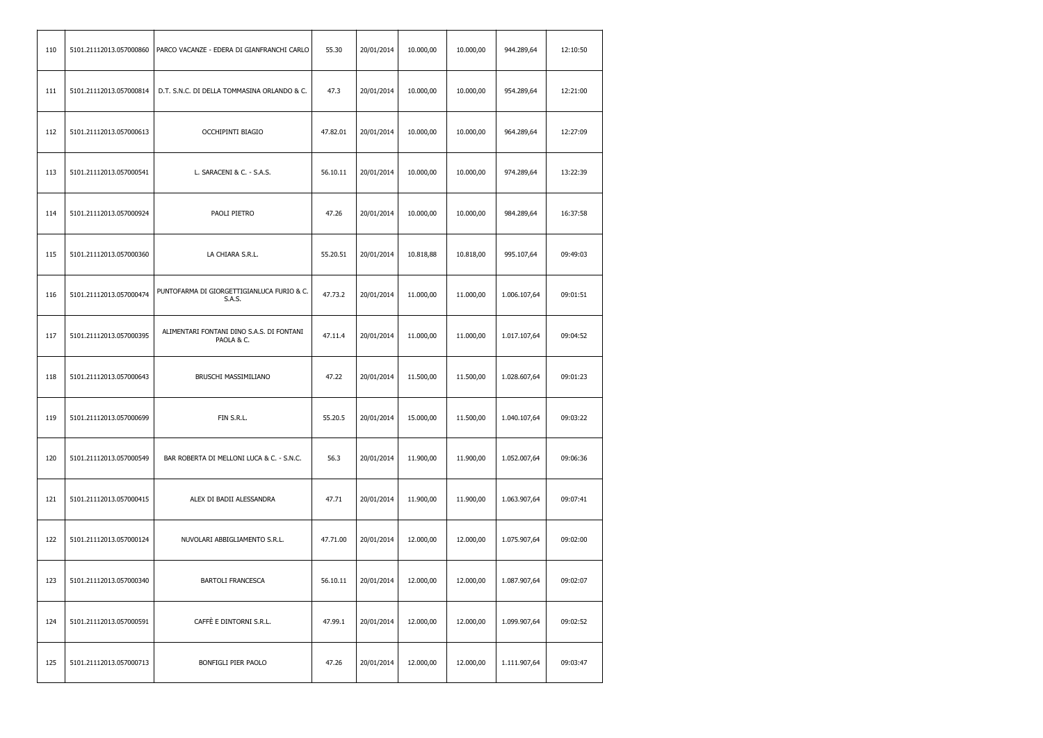| | | | | | | | | |
|---|---|---|---|---|---|---|---|---|
| 110 | 5101.21112013.057000860 | PARCO VACANZE - EDERA DI GIANFRANCHI CARLO | 55.30 | 20/01/2014 | 10.000,00 | 10.000,00 | 944.289,64 | 12:10:50 |
| 111 | 5101.21112013.057000814 | D.T. S.N.C. DI DELLA TOMMASINA ORLANDO & C. | 47.3 | 20/01/2014 | 10.000,00 | 10.000,00 | 954.289,64 | 12:21:00 |
| 112 | 5101.21112013.057000613 | OCCHIPINTI BIAGIO | 47.82.01 | 20/01/2014 | 10.000,00 | 10.000,00 | 964.289,64 | 12:27:09 |
| 113 | 5101.21112013.057000541 | L. SARACENI & C. - S.A.S. | 56.10.11 | 20/01/2014 | 10.000,00 | 10.000,00 | 974.289,64 | 13:22:39 |
| 114 | 5101.21112013.057000924 | PAOLI PIETRO | 47.26 | 20/01/2014 | 10.000,00 | 10.000,00 | 984.289,64 | 16:37:58 |
| 115 | 5101.21112013.057000360 | LA CHIARA S.R.L. | 55.20.51 | 20/01/2014 | 10.818,88 | 10.818,00 | 995.107,64 | 09:49:03 |
| 116 | 5101.21112013.057000474 | PUNTOFARMA DI GIORGETTIGIANLUCA FURIO & C. S.A.S. | 47.73.2 | 20/01/2014 | 11.000,00 | 11.000,00 | 1.006.107,64 | 09:01:51 |
| 117 | 5101.21112013.057000395 | ALIMENTARI FONTANI DINO S.A.S. DI FONTANI PAOLA & C. | 47.11.4 | 20/01/2014 | 11.000,00 | 11.000,00 | 1.017.107,64 | 09:04:52 |
| 118 | 5101.21112013.057000643 | BRUSCHI MASSIMILIANO | 47.22 | 20/01/2014 | 11.500,00 | 11.500,00 | 1.028.607,64 | 09:01:23 |
| 119 | 5101.21112013.057000699 | FIN S.R.L. | 55.20.5 | 20/01/2014 | 15.000,00 | 11.500,00 | 1.040.107,64 | 09:03:22 |
| 120 | 5101.21112013.057000549 | BAR ROBERTA DI MELLONI LUCA & C. - S.N.C. | 56.3 | 20/01/2014 | 11.900,00 | 11.900,00 | 1.052.007,64 | 09:06:36 |
| 121 | 5101.21112013.057000415 | ALEX DI BADII ALESSANDRA | 47.71 | 20/01/2014 | 11.900,00 | 11.900,00 | 1.063.907,64 | 09:07:41 |
| 122 | 5101.21112013.057000124 | NUVOLARI ABBIGLIAMENTO S.R.L. | 47.71.00 | 20/01/2014 | 12.000,00 | 12.000,00 | 1.075.907,64 | 09:02:00 |
| 123 | 5101.21112013.057000340 | BARTOLI FRANCESCA | 56.10.11 | 20/01/2014 | 12.000,00 | 12.000,00 | 1.087.907,64 | 09:02:07 |
| 124 | 5101.21112013.057000591 | CAFFÈ E DINTORNI S.R.L. | 47.99.1 | 20/01/2014 | 12.000,00 | 12.000,00 | 1.099.907,64 | 09:02:52 |
| 125 | 5101.21112013.057000713 | BONFIGLI PIER PAOLO | 47.26 | 20/01/2014 | 12.000,00 | 12.000,00 | 1.111.907,64 | 09:03:47 |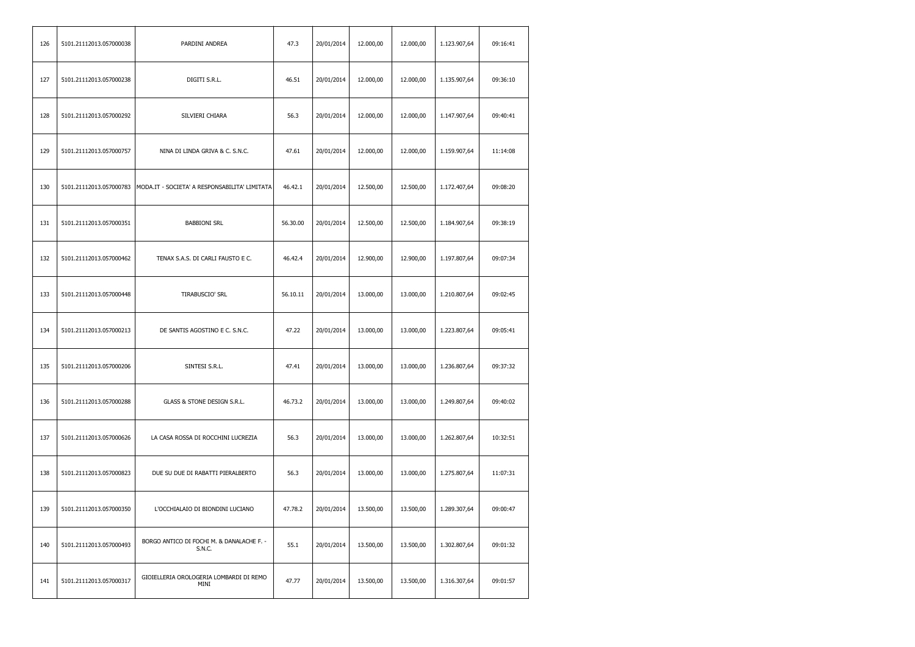| | | | | | | | | |
|---|---|---|---|---|---|---|---|---|
| 126 | 5101.21112013.057000038 | PARDINI ANDREA | 47.3 | 20/01/2014 | 12.000,00 | 12.000,00 | 1.123.907,64 | 09:16:41 |
| 127 | 5101.21112013.057000238 | DIGITI S.R.L. | 46.51 | 20/01/2014 | 12.000,00 | 12.000,00 | 1.135.907,64 | 09:36:10 |
| 128 | 5101.21112013.057000292 | SILVIERI CHIARA | 56.3 | 20/01/2014 | 12.000,00 | 12.000,00 | 1.147.907,64 | 09:40:41 |
| 129 | 5101.21112013.057000757 | NINA DI LINDA GRIVA & C. S.N.C. | 47.61 | 20/01/2014 | 12.000,00 | 12.000,00 | 1.159.907,64 | 11:14:08 |
| 130 | 5101.21112013.057000783 | MODA.IT - SOCIETA' A RESPONSABILITA' LIMITATA | 46.42.1 | 20/01/2014 | 12.500,00 | 12.500,00 | 1.172.407,64 | 09:08:20 |
| 131 | 5101.21112013.057000351 | BABBIONI SRL | 56.30.00 | 20/01/2014 | 12.500,00 | 12.500,00 | 1.184.907,64 | 09:38:19 |
| 132 | 5101.21112013.057000462 | TENAX S.A.S. DI CARLI FAUSTO E C. | 46.42.4 | 20/01/2014 | 12.900,00 | 12.900,00 | 1.197.807,64 | 09:07:34 |
| 133 | 5101.21112013.057000448 | TIRABUSCIO' SRL | 56.10.11 | 20/01/2014 | 13.000,00 | 13.000,00 | 1.210.807,64 | 09:02:45 |
| 134 | 5101.21112013.057000213 | DE SANTIS AGOSTINO E C. S.N.C. | 47.22 | 20/01/2014 | 13.000,00 | 13.000,00 | 1.223.807,64 | 09:05:41 |
| 135 | 5101.21112013.057000206 | SINTESI S.R.L. | 47.41 | 20/01/2014 | 13.000,00 | 13.000,00 | 1.236.807,64 | 09:37:32 |
| 136 | 5101.21112013.057000288 | GLASS & STONE DESIGN S.R.L. | 46.73.2 | 20/01/2014 | 13.000,00 | 13.000,00 | 1.249.807,64 | 09:40:02 |
| 137 | 5101.21112013.057000626 | LA CASA ROSSA DI ROCCHINI LUCREZIA | 56.3 | 20/01/2014 | 13.000,00 | 13.000,00 | 1.262.807,64 | 10:32:51 |
| 138 | 5101.21112013.057000823 | DUE SU DUE DI RABATTI PIERALBERTO | 56.3 | 20/01/2014 | 13.000,00 | 13.000,00 | 1.275.807,64 | 11:07:31 |
| 139 | 5101.21112013.057000350 | L'OCCHIALAIO DI BIONDINI LUCIANO | 47.78.2 | 20/01/2014 | 13.500,00 | 13.500,00 | 1.289.307,64 | 09:00:47 |
| 140 | 5101.21112013.057000493 | BORGO ANTICO DI FOCHI M. & DANALACHE F. - S.N.C. | 55.1 | 20/01/2014 | 13.500,00 | 13.500,00 | 1.302.807,64 | 09:01:32 |
| 141 | 5101.21112013.057000317 | GIOIELLERIA OROLOGERIA LOMBARDI DI REMO MINI | 47.77 | 20/01/2014 | 13.500,00 | 13.500,00 | 1.316.307,64 | 09:01:57 |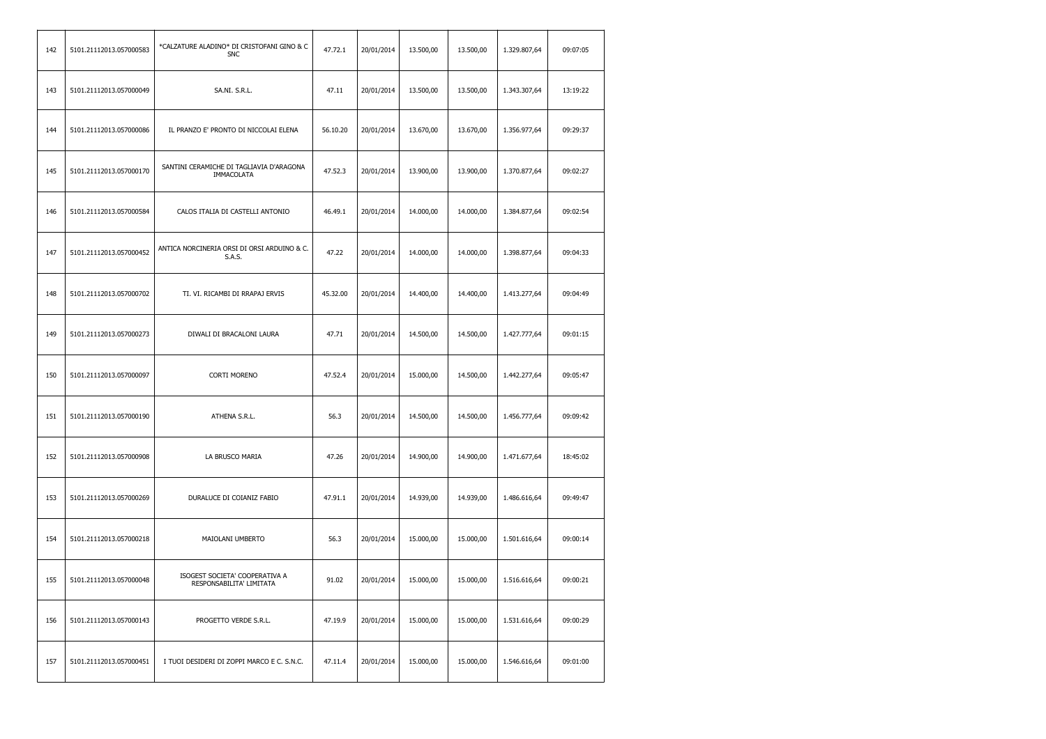| | | | | | | | | |
|---|---|---|---|---|---|---|---|---|
| 142 | 5101.21112013.057000583 | *CALZATURE ALADINO* DI CRISTOFANI GINO & C SNC | 47.72.1 | 20/01/2014 | 13.500,00 | 13.500,00 | 1.329.807,64 | 09:07:05 |
| 143 | 5101.21112013.057000049 | SA.NI. S.R.L. | 47.11 | 20/01/2014 | 13.500,00 | 13.500,00 | 1.343.307,64 | 13:19:22 |
| 144 | 5101.21112013.057000086 | IL PRANZO E' PRONTO DI NICCOLAI ELENA | 56.10.20 | 20/01/2014 | 13.670,00 | 13.670,00 | 1.356.977,64 | 09:29:37 |
| 145 | 5101.21112013.057000170 | SANTINI CERAMICHE DI TAGLIAVIA D'ARAGONA IMMACOLATA | 47.52.3 | 20/01/2014 | 13.900,00 | 13.900,00 | 1.370.877,64 | 09:02:27 |
| 146 | 5101.21112013.057000584 | CALOS ITALIA DI CASTELLI ANTONIO | 46.49.1 | 20/01/2014 | 14.000,00 | 14.000,00 | 1.384.877,64 | 09:02:54 |
| 147 | 5101.21112013.057000452 | ANTICA NORCINERIA ORSI DI ORSI ARDUINO & C. S.A.S. | 47.22 | 20/01/2014 | 14.000,00 | 14.000,00 | 1.398.877,64 | 09:04:33 |
| 148 | 5101.21112013.057000702 | TI. VI. RICAMBI DI RRAPAJ ERVIS | 45.32.00 | 20/01/2014 | 14.400,00 | 14.400,00 | 1.413.277,64 | 09:04:49 |
| 149 | 5101.21112013.057000273 | DIWALI DI BRACALONI LAURA | 47.71 | 20/01/2014 | 14.500,00 | 14.500,00 | 1.427.777,64 | 09:01:15 |
| 150 | 5101.21112013.057000097 | CORTI MORENO | 47.52.4 | 20/01/2014 | 15.000,00 | 14.500,00 | 1.442.277,64 | 09:05:47 |
| 151 | 5101.21112013.057000190 | ATHENA S.R.L. | 56.3 | 20/01/2014 | 14.500,00 | 14.500,00 | 1.456.777,64 | 09:09:42 |
| 152 | 5101.21112013.057000908 | LA BRUSCO MARIA | 47.26 | 20/01/2014 | 14.900,00 | 14.900,00 | 1.471.677,64 | 18:45:02 |
| 153 | 5101.21112013.057000269 | DURALUCE DI COIANIZ FABIO | 47.91.1 | 20/01/2014 | 14.939,00 | 14.939,00 | 1.486.616,64 | 09:49:47 |
| 154 | 5101.21112013.057000218 | MAIOLANI UMBERTO | 56.3 | 20/01/2014 | 15.000,00 | 15.000,00 | 1.501.616,64 | 09:00:14 |
| 155 | 5101.21112013.057000048 | ISOGEST SOCIETA' COOPERATIVA A RESPONSABILITA' LIMITATA | 91.02 | 20/01/2014 | 15.000,00 | 15.000,00 | 1.516.616,64 | 09:00:21 |
| 156 | 5101.21112013.057000143 | PROGETTO VERDE S.R.L. | 47.19.9 | 20/01/2014 | 15.000,00 | 15.000,00 | 1.531.616,64 | 09:00:29 |
| 157 | 5101.21112013.057000451 | I TUOI DESIDERI DI ZOPPI MARCO E C. S.N.C. | 47.11.4 | 20/01/2014 | 15.000,00 | 15.000,00 | 1.546.616,64 | 09:01:00 |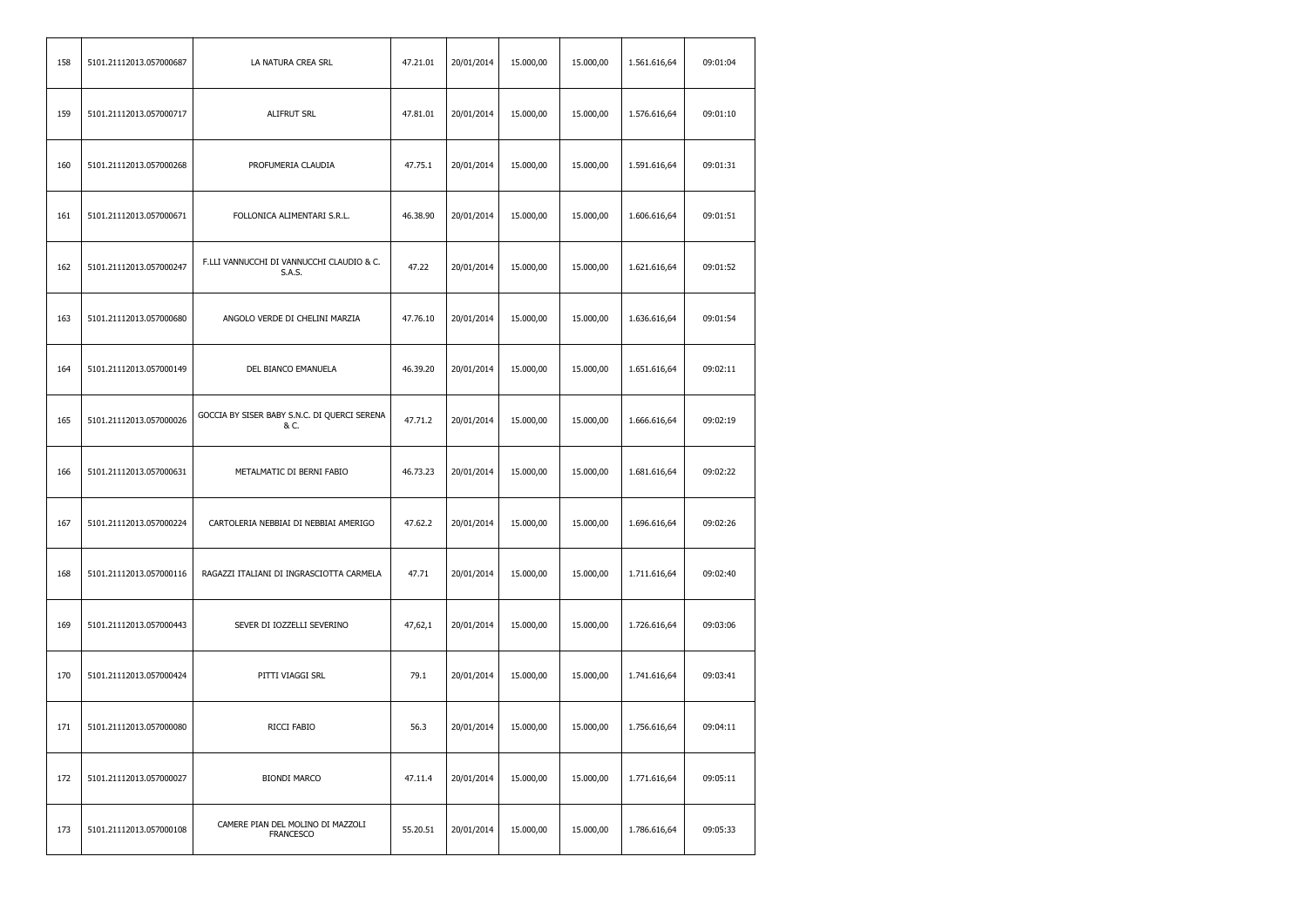| | | | | | | | | |
|---|---|---|---|---|---|---|---|---|
| 158 | 5101.21112013.057000687 | LA NATURA CREA SRL | 47.21.01 | 20/01/2014 | 15.000,00 | 15.000,00 | 1.561.616,64 | 09:01:04 |
| 159 | 5101.21112013.057000717 | ALIFRUT SRL | 47.81.01 | 20/01/2014 | 15.000,00 | 15.000,00 | 1.576.616,64 | 09:01:10 |
| 160 | 5101.21112013.057000268 | PROFUMERIA CLAUDIA | 47.75.1 | 20/01/2014 | 15.000,00 | 15.000,00 | 1.591.616,64 | 09:01:31 |
| 161 | 5101.21112013.057000671 | FOLLONICA ALIMENTARI S.R.L. | 46.38.90 | 20/01/2014 | 15.000,00 | 15.000,00 | 1.606.616,64 | 09:01:51 |
| 162 | 5101.21112013.057000247 | F.LLI VANNUCCHI DI VANNUCCHI CLAUDIO & C. S.A.S. | 47.22 | 20/01/2014 | 15.000,00 | 15.000,00 | 1.621.616,64 | 09:01:52 |
| 163 | 5101.21112013.057000680 | ANGOLO VERDE DI CHELINI MARZIA | 47.76.10 | 20/01/2014 | 15.000,00 | 15.000,00 | 1.636.616,64 | 09:01:54 |
| 164 | 5101.21112013.057000149 | DEL BIANCO EMANUELA | 46.39.20 | 20/01/2014 | 15.000,00 | 15.000,00 | 1.651.616,64 | 09:02:11 |
| 165 | 5101.21112013.057000026 | GOCCIA BY SISER BABY S.N.C. DI QUERCI SERENA & C. | 47.71.2 | 20/01/2014 | 15.000,00 | 15.000,00 | 1.666.616,64 | 09:02:19 |
| 166 | 5101.21112013.057000631 | METALMATIC DI BERNI FABIO | 46.73.23 | 20/01/2014 | 15.000,00 | 15.000,00 | 1.681.616,64 | 09:02:22 |
| 167 | 5101.21112013.057000224 | CARTOLERIA NEBBIAI DI NEBBIAI AMERIGO | 47.62.2 | 20/01/2014 | 15.000,00 | 15.000,00 | 1.696.616,64 | 09:02:26 |
| 168 | 5101.21112013.057000116 | RAGAZZI ITALIANI DI INGRASCIOTTA CARMELA | 47.71 | 20/01/2014 | 15.000,00 | 15.000,00 | 1.711.616,64 | 09:02:40 |
| 169 | 5101.21112013.057000443 | SEVER DI IOZZELLI SEVERINO | 47,62,1 | 20/01/2014 | 15.000,00 | 15.000,00 | 1.726.616,64 | 09:03:06 |
| 170 | 5101.21112013.057000424 | PITTI VIAGGI SRL | 79.1 | 20/01/2014 | 15.000,00 | 15.000,00 | 1.741.616,64 | 09:03:41 |
| 171 | 5101.21112013.057000080 | RICCI FABIO | 56.3 | 20/01/2014 | 15.000,00 | 15.000,00 | 1.756.616,64 | 09:04:11 |
| 172 | 5101.21112013.057000027 | BIONDI MARCO | 47.11.4 | 20/01/2014 | 15.000,00 | 15.000,00 | 1.771.616,64 | 09:05:11 |
| 173 | 5101.21112013.057000108 | CAMERE PIAN DEL MOLINO DI MAZZOLI FRANCESCO | 55.20.51 | 20/01/2014 | 15.000,00 | 15.000,00 | 1.786.616,64 | 09:05:33 |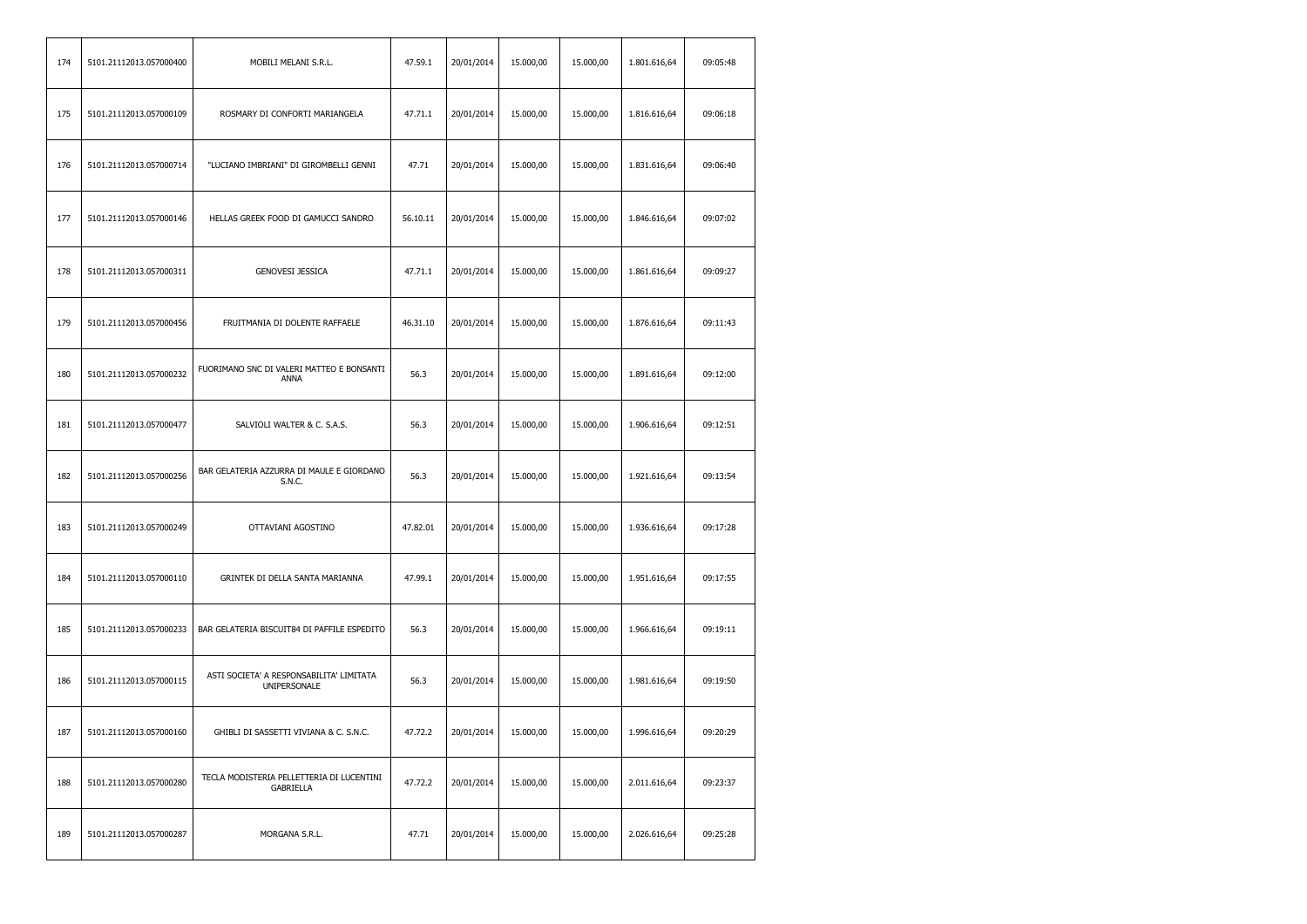| | | | | | | | | |
|---|---|---|---|---|---|---|---|---|
| 174 | 5101.21112013.057000400 | MOBILI MELANI S.R.L. | 47.59.1 | 20/01/2014 | 15.000,00 | 15.000,00 | 1.801.616,64 | 09:05:48 |
| 175 | 5101.21112013.057000109 | ROSMARY DI CONFORTI MARIANGELA | 47.71.1 | 20/01/2014 | 15.000,00 | 15.000,00 | 1.816.616,64 | 09:06:18 |
| 176 | 5101.21112013.057000714 | "LUCIANO IMBRIANI" DI GIROMBELLI GENNI | 47.71 | 20/01/2014 | 15.000,00 | 15.000,00 | 1.831.616,64 | 09:06:40 |
| 177 | 5101.21112013.057000146 | HELLAS GREEK FOOD DI GAMUCCI SANDRO | 56.10.11 | 20/01/2014 | 15.000,00 | 15.000,00 | 1.846.616,64 | 09:07:02 |
| 178 | 5101.21112013.057000311 | GENOVESI JESSICA | 47.71.1 | 20/01/2014 | 15.000,00 | 15.000,00 | 1.861.616,64 | 09:09:27 |
| 179 | 5101.21112013.057000456 | FRUITMANIA DI DOLENTE RAFFAELE | 46.31.10 | 20/01/2014 | 15.000,00 | 15.000,00 | 1.876.616,64 | 09:11:43 |
| 180 | 5101.21112013.057000232 | FUORIMANO SNC DI VALERI MATTEO E BONSANTI ANNA | 56.3 | 20/01/2014 | 15.000,00 | 15.000,00 | 1.891.616,64 | 09:12:00 |
| 181 | 5101.21112013.057000477 | SALVIOLI WALTER & C. S.A.S. | 56.3 | 20/01/2014 | 15.000,00 | 15.000,00 | 1.906.616,64 | 09:12:51 |
| 182 | 5101.21112013.057000256 | BAR GELATERIA AZZURRA DI MAULE E GIORDANO S.N.C. | 56.3 | 20/01/2014 | 15.000,00 | 15.000,00 | 1.921.616,64 | 09:13:54 |
| 183 | 5101.21112013.057000249 | OTTAVIANI AGOSTINO | 47.82.01 | 20/01/2014 | 15.000,00 | 15.000,00 | 1.936.616,64 | 09:17:28 |
| 184 | 5101.21112013.057000110 | GRINTEK DI DELLA SANTA MARIANNA | 47.99.1 | 20/01/2014 | 15.000,00 | 15.000,00 | 1.951.616,64 | 09:17:55 |
| 185 | 5101.21112013.057000233 | BAR GELATERIA BISCUIT84 DI PAFFILE ESPEDITO | 56.3 | 20/01/2014 | 15.000,00 | 15.000,00 | 1.966.616,64 | 09:19:11 |
| 186 | 5101.21112013.057000115 | ASTI SOCIETA' A RESPONSABILITA' LIMITATA UNIPERSONALE | 56.3 | 20/01/2014 | 15.000,00 | 15.000,00 | 1.981.616,64 | 09:19:50 |
| 187 | 5101.21112013.057000160 | GHIBLI DI SASSETTI VIVIANA & C. S.N.C. | 47.72.2 | 20/01/2014 | 15.000,00 | 15.000,00 | 1.996.616,64 | 09:20:29 |
| 188 | 5101.21112013.057000280 | TECLA MODISTERIA PELLETTERIA DI LUCENTINI GABRIELLA | 47.72.2 | 20/01/2014 | 15.000,00 | 15.000,00 | 2.011.616,64 | 09:23:37 |
| 189 | 5101.21112013.057000287 | MORGANA S.R.L. | 47.71 | 20/01/2014 | 15.000,00 | 15.000,00 | 2.026.616,64 | 09:25:28 |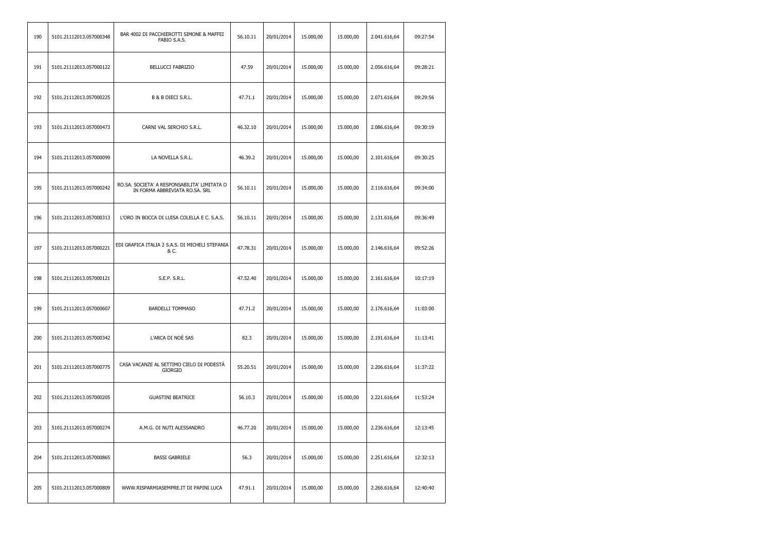| | | | | | | | | |
|---|---|---|---|---|---|---|---|---|
| 190 | 5101.21112013.057000348 | BAR 4002 DI PACCHIEROTTI SIMONE & MAFFEI FABIO S.A.S. | 56.10.11 | 20/01/2014 | 15.000,00 | 15.000,00 | 2.041.616,64 | 09:27:54 |
| 191 | 5101.21112013.057000122 | BELLUCCI FABRIZIO | 47.59 | 20/01/2014 | 15.000,00 | 15.000,00 | 2.056.616,64 | 09:28:21 |
| 192 | 5101.21112013.057000225 | B & B DIECI S.R.L. | 47.71.1 | 20/01/2014 | 15.000,00 | 15.000,00 | 2.071.616,64 | 09:29:56 |
| 193 | 5101.21112013.057000473 | CARNI VAL SERCHIO S.R.L. | 46.32.10 | 20/01/2014 | 15.000,00 | 15.000,00 | 2.086.616,64 | 09:30:19 |
| 194 | 5101.21112013.057000099 | LA NOVELLA S.R.L. | 46.39.2 | 20/01/2014 | 15.000,00 | 15.000,00 | 2.101.616,64 | 09:30:25 |
| 195 | 5101.21112013.057000242 | RO.SA. SOCIETA' A RESPONSABILITA' LIMITATA O IN FORMA ABBREVIATA RO.SA. SRL | 56.10.11 | 20/01/2014 | 15.000,00 | 15.000,00 | 2.116.616,64 | 09:34:00 |
| 196 | 5101.21112013.057000313 | L'ORO IN BOCCA DI LUISA COLELLA E C. S.A.S. | 56.10.11 | 20/01/2014 | 15.000,00 | 15.000,00 | 2.131.616,64 | 09:36:49 |
| 197 | 5101.21112013.057000221 | EDI GRAFICA ITALIA 2 S.A.S. DI MICHELI STEFANIA & C. | 47.78.31 | 20/01/2014 | 15.000,00 | 15.000,00 | 2.146.616,64 | 09:52:26 |
| 198 | 5101.21112013.057000121 | S.E.P. S.R.L. | 47.52.40 | 20/01/2014 | 15.000,00 | 15.000,00 | 2.161.616,64 | 10:17:19 |
| 199 | 5101.21112013.057000607 | BARDELLI TOMMASO | 47.71.2 | 20/01/2014 | 15.000,00 | 15.000,00 | 2.176.616,64 | 11:03:00 |
| 200 | 5101.21112013.057000342 | L'ARCA DI NOÈ SAS | 82.3 | 20/01/2014 | 15.000,00 | 15.000,00 | 2.191.616,64 | 11:13:41 |
| 201 | 5101.21112013.057000775 | CASA VACANZE AL SETTIMO CIELO DI PODESTÀ GIORGIO | 55.20.51 | 20/01/2014 | 15.000,00 | 15.000,00 | 2.206.616,64 | 11:37:22 |
| 202 | 5101.21112013.057000205 | GUASTINI BEATRICE | 56.10.3 | 20/01/2014 | 15.000,00 | 15.000,00 | 2.221.616,64 | 11:53:24 |
| 203 | 5101.21112013.057000274 | A.M.G. DI NUTI ALESSANDRO | 46.77.20 | 20/01/2014 | 15.000,00 | 15.000,00 | 2.236.616,64 | 12:13:45 |
| 204 | 5101.21112013.057000865 | BASSI GABRIELE | 56.3 | 20/01/2014 | 15.000,00 | 15.000,00 | 2.251.616,64 | 12:32:13 |
| 205 | 5101.21112013.057000809 | WWW.RISPARMIASEMPRE.IT DI PAPINI LUCA | 47.91.1 | 20/01/2014 | 15.000,00 | 15.000,00 | 2.266.616,64 | 12:40:40 |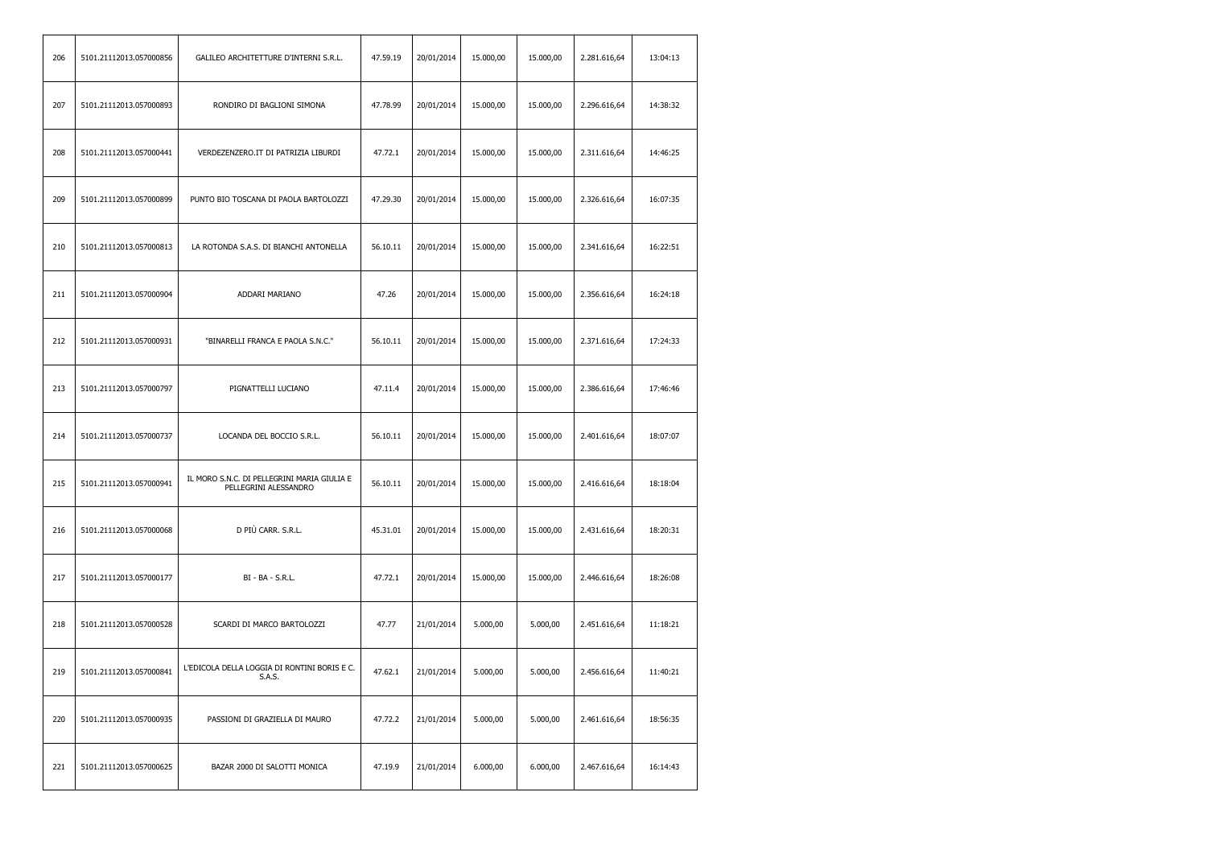| | | | | | | | | |
|---|---|---|---|---|---|---|---|---|
| 206 | 5101.21112013.057000856 | GALILEO ARCHITETTURE D'INTERNI S.R.L. | 47.59.19 | 20/01/2014 | 15.000,00 | 15.000,00 | 2.281.616,64 | 13:04:13 |
| 207 | 5101.21112013.057000893 | RONDIRO DI BAGLIONI SIMONA | 47.78.99 | 20/01/2014 | 15.000,00 | 15.000,00 | 2.296.616,64 | 14:38:32 |
| 208 | 5101.21112013.057000441 | VERDEZENZERO.IT DI PATRIZIA LIBURDI | 47.72.1 | 20/01/2014 | 15.000,00 | 15.000,00 | 2.311.616,64 | 14:46:25 |
| 209 | 5101.21112013.057000899 | PUNTO BIO TOSCANA DI PAOLA BARTOLOZZI | 47.29.30 | 20/01/2014 | 15.000,00 | 15.000,00 | 2.326.616,64 | 16:07:35 |
| 210 | 5101.21112013.057000813 | LA ROTONDA S.A.S. DI BIANCHI ANTONELLA | 56.10.11 | 20/01/2014 | 15.000,00 | 15.000,00 | 2.341.616,64 | 16:22:51 |
| 211 | 5101.21112013.057000904 | ADDARI MARIANO | 47.26 | 20/01/2014 | 15.000,00 | 15.000,00 | 2.356.616,64 | 16:24:18 |
| 212 | 5101.21112013.057000931 | "BINARELLI FRANCA E PAOLA S.N.C." | 56.10.11 | 20/01/2014 | 15.000,00 | 15.000,00 | 2.371.616,64 | 17:24:33 |
| 213 | 5101.21112013.057000797 | PIGNATTELLI LUCIANO | 47.11.4 | 20/01/2014 | 15.000,00 | 15.000,00 | 2.386.616,64 | 17:46:46 |
| 214 | 5101.21112013.057000737 | LOCANDA DEL BOCCIO S.R.L. | 56.10.11 | 20/01/2014 | 15.000,00 | 15.000,00 | 2.401.616,64 | 18:07:07 |
| 215 | 5101.21112013.057000941 | IL MORO S.N.C. DI PELLEGRINI MARIA GIULIA E PELLEGRINI ALESSANDRO | 56.10.11 | 20/01/2014 | 15.000,00 | 15.000,00 | 2.416.616,64 | 18:18:04 |
| 216 | 5101.21112013.057000068 | D PIÙ CARR. S.R.L. | 45.31.01 | 20/01/2014 | 15.000,00 | 15.000,00 | 2.431.616,64 | 18:20:31 |
| 217 | 5101.21112013.057000177 | BI - BA - S.R.L. | 47.72.1 | 20/01/2014 | 15.000,00 | 15.000,00 | 2.446.616,64 | 18:26:08 |
| 218 | 5101.21112013.057000528 | SCARDI DI MARCO BARTOLOZZI | 47.77 | 21/01/2014 | 5.000,00 | 5.000,00 | 2.451.616,64 | 11:18:21 |
| 219 | 5101.21112013.057000841 | L'EDICOLA DELLA LOGGIA DI RONTINI BORIS E C. S.A.S. | 47.62.1 | 21/01/2014 | 5.000,00 | 5.000,00 | 2.456.616,64 | 11:40:21 |
| 220 | 5101.21112013.057000935 | PASSIONI DI GRAZIELLA DI MAURO | 47.72.2 | 21/01/2014 | 5.000,00 | 5.000,00 | 2.461.616,64 | 18:56:35 |
| 221 | 5101.21112013.057000625 | BAZAR 2000 DI SALOTTI MONICA | 47.19.9 | 21/01/2014 | 6.000,00 | 6.000,00 | 2.467.616,64 | 16:14:43 |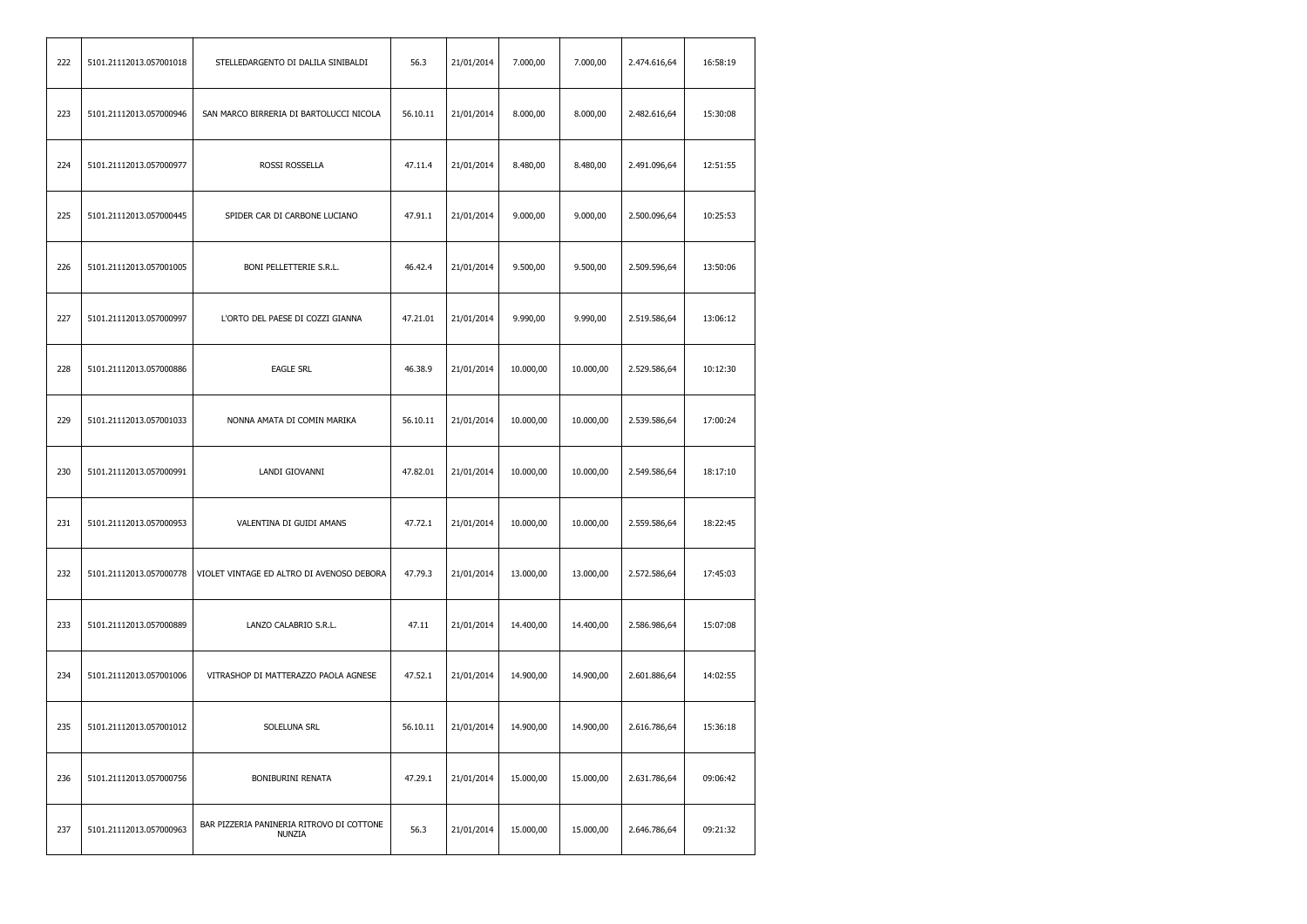| | | | | | | | | |
|---|---|---|---|---|---|---|---|---|
| 222 | 5101.21112013.057001018 | STELLEDARGENTO DI DALILA SINIBALDI | 56.3 | 21/01/2014 | 7.000,00 | 7.000,00 | 2.474.616,64 | 16:58:19 |
| 223 | 5101.21112013.057000946 | SAN MARCO BIRRERIA DI BARTOLUCCI NICOLA | 56.10.11 | 21/01/2014 | 8.000,00 | 8.000,00 | 2.482.616,64 | 15:30:08 |
| 224 | 5101.21112013.057000977 | ROSSI ROSSELLA | 47.11.4 | 21/01/2014 | 8.480,00 | 8.480,00 | 2.491.096,64 | 12:51:55 |
| 225 | 5101.21112013.057000445 | SPIDER CAR DI CARBONE LUCIANO | 47.91.1 | 21/01/2014 | 9.000,00 | 9.000,00 | 2.500.096,64 | 10:25:53 |
| 226 | 5101.21112013.057001005 | BONI PELLETTERIE S.R.L. | 46.42.4 | 21/01/2014 | 9.500,00 | 9.500,00 | 2.509.596,64 | 13:50:06 |
| 227 | 5101.21112013.057000997 | L'ORTO DEL PAESE DI COZZI GIANNA | 47.21.01 | 21/01/2014 | 9.990,00 | 9.990,00 | 2.519.586,64 | 13:06:12 |
| 228 | 5101.21112013.057000886 | EAGLE SRL | 46.38.9 | 21/01/2014 | 10.000,00 | 10.000,00 | 2.529.586,64 | 10:12:30 |
| 229 | 5101.21112013.057001033 | NONNA AMATA DI COMIN MARIKA | 56.10.11 | 21/01/2014 | 10.000,00 | 10.000,00 | 2.539.586,64 | 17:00:24 |
| 230 | 5101.21112013.057000991 | LANDI GIOVANNI | 47.82.01 | 21/01/2014 | 10.000,00 | 10.000,00 | 2.549.586,64 | 18:17:10 |
| 231 | 5101.21112013.057000953 | VALENTINA DI GUIDI AMANS | 47.72.1 | 21/01/2014 | 10.000,00 | 10.000,00 | 2.559.586,64 | 18:22:45 |
| 232 | 5101.21112013.057000778 | VIOLET VINTAGE ED ALTRO DI AVENOSO DEBORA | 47.79.3 | 21/01/2014 | 13.000,00 | 13.000,00 | 2.572.586,64 | 17:45:03 |
| 233 | 5101.21112013.057000889 | LANZO CALABRIO S.R.L. | 47.11 | 21/01/2014 | 14.400,00 | 14.400,00 | 2.586.986,64 | 15:07:08 |
| 234 | 5101.21112013.057001006 | VITRASHOP DI MATTERAZZO PAOLA AGNESE | 47.52.1 | 21/01/2014 | 14.900,00 | 14.900,00 | 2.601.886,64 | 14:02:55 |
| 235 | 5101.21112013.057001012 | SOLELUNA SRL | 56.10.11 | 21/01/2014 | 14.900,00 | 14.900,00 | 2.616.786,64 | 15:36:18 |
| 236 | 5101.21112013.057000756 | BONIBURINI RENATA | 47.29.1 | 21/01/2014 | 15.000,00 | 15.000,00 | 2.631.786,64 | 09:06:42 |
| 237 | 5101.21112013.057000963 | BAR PIZZERIA PANINERIA RITROVO DI COTTONE NUNZIA | 56.3 | 21/01/2014 | 15.000,00 | 15.000,00 | 2.646.786,64 | 09:21:32 |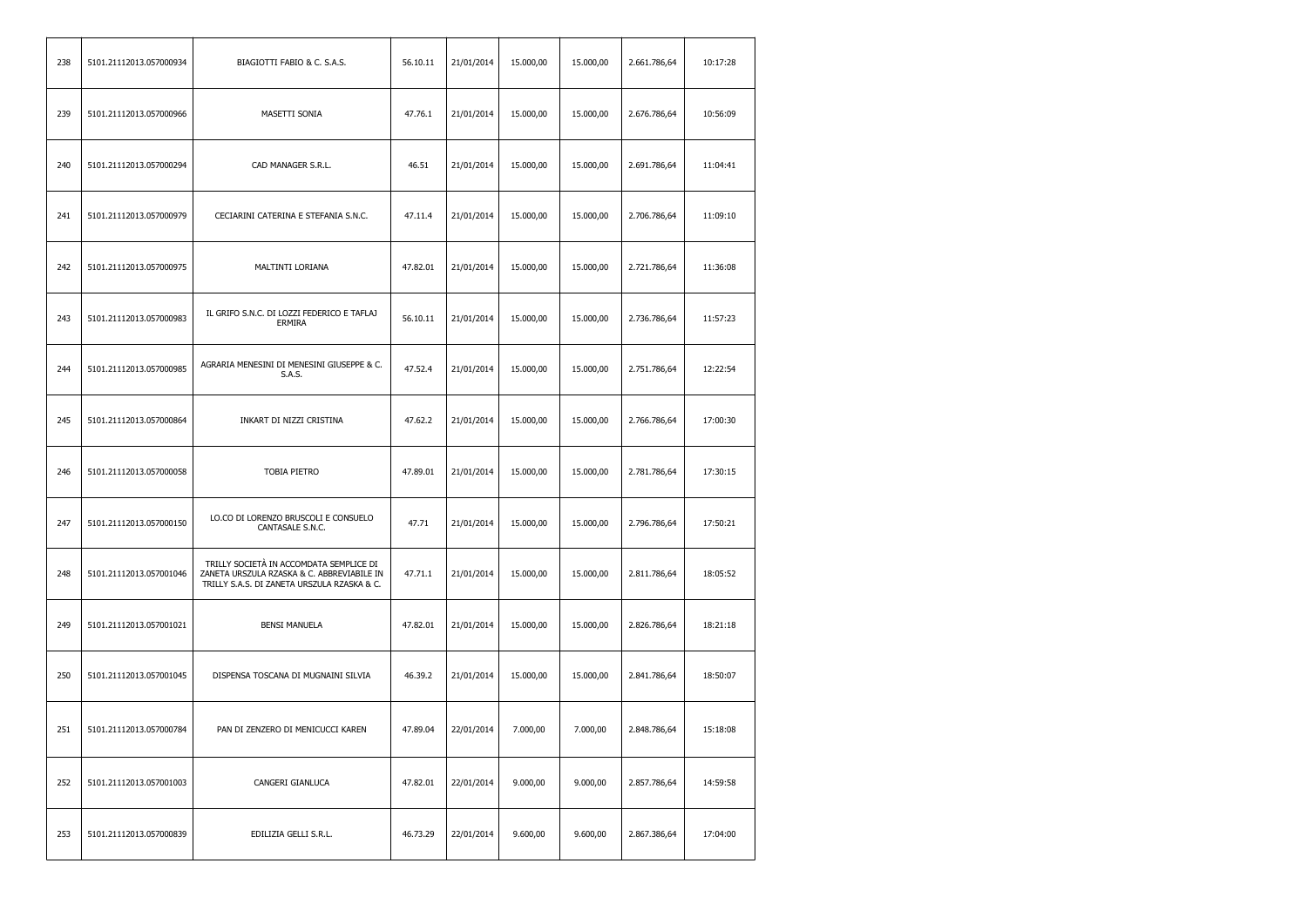| | | | | | | | | |
|---|---|---|---|---|---|---|---|---|
| 238 | 5101.21112013.057000934 | BIAGIOTTI FABIO & C. S.A.S. | 56.10.11 | 21/01/2014 | 15.000,00 | 15.000,00 | 2.661.786,64 | 10:17:28 |
| 239 | 5101.21112013.057000966 | MASETTI SONIA | 47.76.1 | 21/01/2014 | 15.000,00 | 15.000,00 | 2.676.786,64 | 10:56:09 |
| 240 | 5101.21112013.057000294 | CAD MANAGER S.R.L. | 46.51 | 21/01/2014 | 15.000,00 | 15.000,00 | 2.691.786,64 | 11:04:41 |
| 241 | 5101.21112013.057000979 | CECIARINI CATERINA E STEFANIA S.N.C. | 47.11.4 | 21/01/2014 | 15.000,00 | 15.000,00 | 2.706.786,64 | 11:09:10 |
| 242 | 5101.21112013.057000975 | MALTINTI LORIANA | 47.82.01 | 21/01/2014 | 15.000,00 | 15.000,00 | 2.721.786,64 | 11:36:08 |
| 243 | 5101.21112013.057000983 | IL GRIFO S.N.C. DI LOZZI FEDERICO E TAFLAJ ERMIRA | 56.10.11 | 21/01/2014 | 15.000,00 | 15.000,00 | 2.736.786,64 | 11:57:23 |
| 244 | 5101.21112013.057000985 | AGRARIA MENESINI DI MENESINI GIUSEPPE & C. S.A.S. | 47.52.4 | 21/01/2014 | 15.000,00 | 15.000,00 | 2.751.786,64 | 12:22:54 |
| 245 | 5101.21112013.057000864 | INKART DI NIZZI CRISTINA | 47.62.2 | 21/01/2014 | 15.000,00 | 15.000,00 | 2.766.786,64 | 17:00:30 |
| 246 | 5101.21112013.057000058 | TOBIA PIETRO | 47.89.01 | 21/01/2014 | 15.000,00 | 15.000,00 | 2.781.786,64 | 17:30:15 |
| 247 | 5101.21112013.057000150 | LO.CO DI LORENZO BRUSCOLI E CONSUELO CANTASALE S.N.C. | 47.71 | 21/01/2014 | 15.000,00 | 15.000,00 | 2.796.786,64 | 17:50:21 |
| 248 | 5101.21112013.057001046 | TRILLY SOCIETÀ IN ACCOMDATA SEMPLICE DI ZANETA URSZULA RZASKA & C. ABBREVIABILE IN TRILLY S.A.S. DI ZANETA URSZULA RZASKA & C. | 47.71.1 | 21/01/2014 | 15.000,00 | 15.000,00 | 2.811.786,64 | 18:05:52 |
| 249 | 5101.21112013.057001021 | BENSI MANUELA | 47.82.01 | 21/01/2014 | 15.000,00 | 15.000,00 | 2.826.786,64 | 18:21:18 |
| 250 | 5101.21112013.057001045 | DISPENSA TOSCANA DI MUGNAINI SILVIA | 46.39.2 | 21/01/2014 | 15.000,00 | 15.000,00 | 2.841.786,64 | 18:50:07 |
| 251 | 5101.21112013.057000784 | PAN DI ZENZERO DI MENICUCCI KAREN | 47.89.04 | 22/01/2014 | 7.000,00 | 7.000,00 | 2.848.786,64 | 15:18:08 |
| 252 | 5101.21112013.057001003 | CANGERI GIANLUCA | 47.82.01 | 22/01/2014 | 9.000,00 | 9.000,00 | 2.857.786,64 | 14:59:58 |
| 253 | 5101.21112013.057000839 | EDILIZIA GELLI S.R.L. | 46.73.29 | 22/01/2014 | 9.600,00 | 9.600,00 | 2.867.386,64 | 17:04:00 |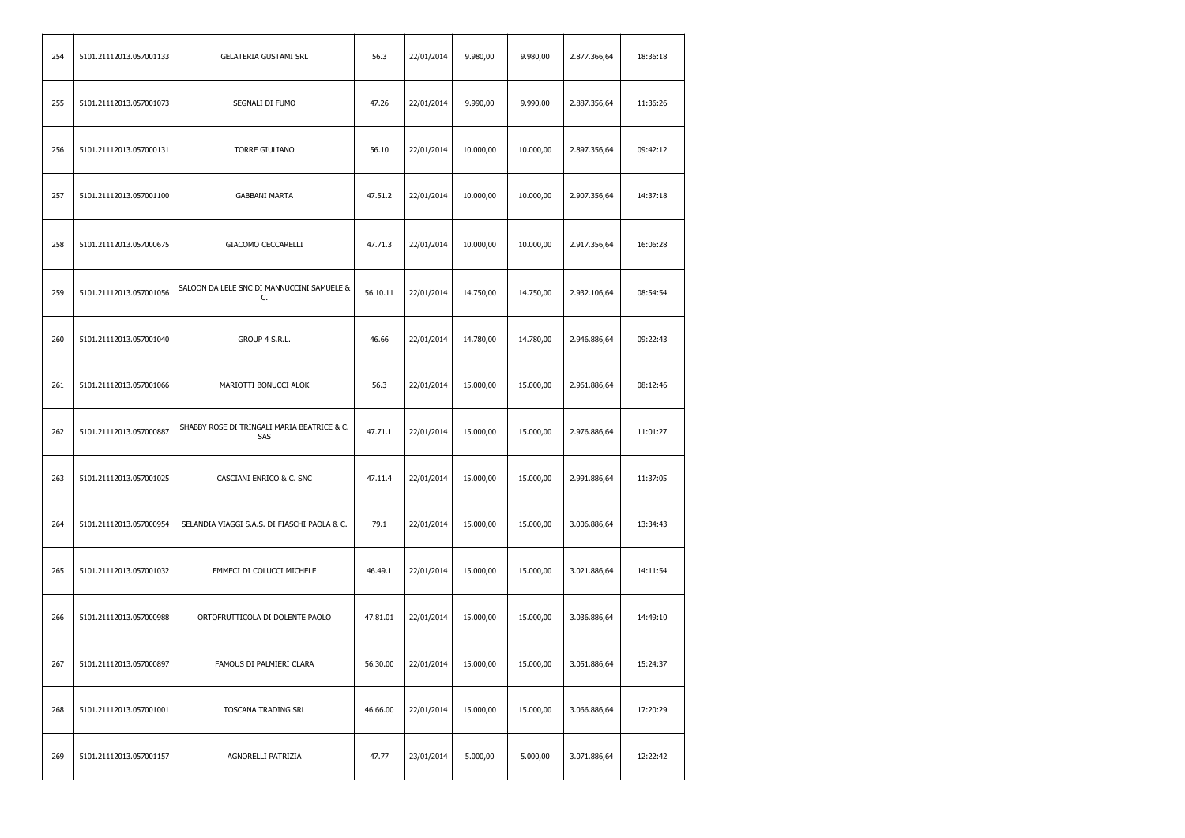| | | | | | | | | |
|---|---|---|---|---|---|---|---|---|
| 254 | 5101.21112013.057001133 | GELATERIA GUSTAMI SRL | 56.3 | 22/01/2014 | 9.980,00 | 9.980,00 | 2.877.366,64 | 18:36:18 |
| 255 | 5101.21112013.057001073 | SEGNALI DI FUMO | 47.26 | 22/01/2014 | 9.990,00 | 9.990,00 | 2.887.356,64 | 11:36:26 |
| 256 | 5101.21112013.057000131 | TORRE GIULIANO | 56.10 | 22/01/2014 | 10.000,00 | 10.000,00 | 2.897.356,64 | 09:42:12 |
| 257 | 5101.21112013.057001100 | GABBANI MARTA | 47.51.2 | 22/01/2014 | 10.000,00 | 10.000,00 | 2.907.356,64 | 14:37:18 |
| 258 | 5101.21112013.057000675 | GIACOMO CECCARELLI | 47.71.3 | 22/01/2014 | 10.000,00 | 10.000,00 | 2.917.356,64 | 16:06:28 |
| 259 | 5101.21112013.057001056 | SALOON DA LELE SNC DI MANNUCCINI SAMUELE & C. | 56.10.11 | 22/01/2014 | 14.750,00 | 14.750,00 | 2.932.106,64 | 08:54:54 |
| 260 | 5101.21112013.057001040 | GROUP 4 S.R.L. | 46.66 | 22/01/2014 | 14.780,00 | 14.780,00 | 2.946.886,64 | 09:22:43 |
| 261 | 5101.21112013.057001066 | MARIOTTI BONUCCI ALOK | 56.3 | 22/01/2014 | 15.000,00 | 15.000,00 | 2.961.886,64 | 08:12:46 |
| 262 | 5101.21112013.057000887 | SHABBY ROSE DI TRINGALI MARIA BEATRICE & C. SAS | 47.71.1 | 22/01/2014 | 15.000,00 | 15.000,00 | 2.976.886,64 | 11:01:27 |
| 263 | 5101.21112013.057001025 | CASCIANI ENRICO & C. SNC | 47.11.4 | 22/01/2014 | 15.000,00 | 15.000,00 | 2.991.886,64 | 11:37:05 |
| 264 | 5101.21112013.057000954 | SELANDIA VIAGGI S.A.S. DI FIASCHI PAOLA & C. | 79.1 | 22/01/2014 | 15.000,00 | 15.000,00 | 3.006.886,64 | 13:34:43 |
| 265 | 5101.21112013.057001032 | EMMECI DI COLUCCI MICHELE | 46.49.1 | 22/01/2014 | 15.000,00 | 15.000,00 | 3.021.886,64 | 14:11:54 |
| 266 | 5101.21112013.057000988 | ORTOFRUTTICOLA DI DOLENTE PAOLO | 47.81.01 | 22/01/2014 | 15.000,00 | 15.000,00 | 3.036.886,64 | 14:49:10 |
| 267 | 5101.21112013.057000897 | FAMOUS DI PALMIERI CLARA | 56.30.00 | 22/01/2014 | 15.000,00 | 15.000,00 | 3.051.886,64 | 15:24:37 |
| 268 | 5101.21112013.057001001 | TOSCANA TRADING SRL | 46.66.00 | 22/01/2014 | 15.000,00 | 15.000,00 | 3.066.886,64 | 17:20:29 |
| 269 | 5101.21112013.057001157 | AGNORELLI PATRIZIA | 47.77 | 23/01/2014 | 5.000,00 | 5.000,00 | 3.071.886,64 | 12:22:42 |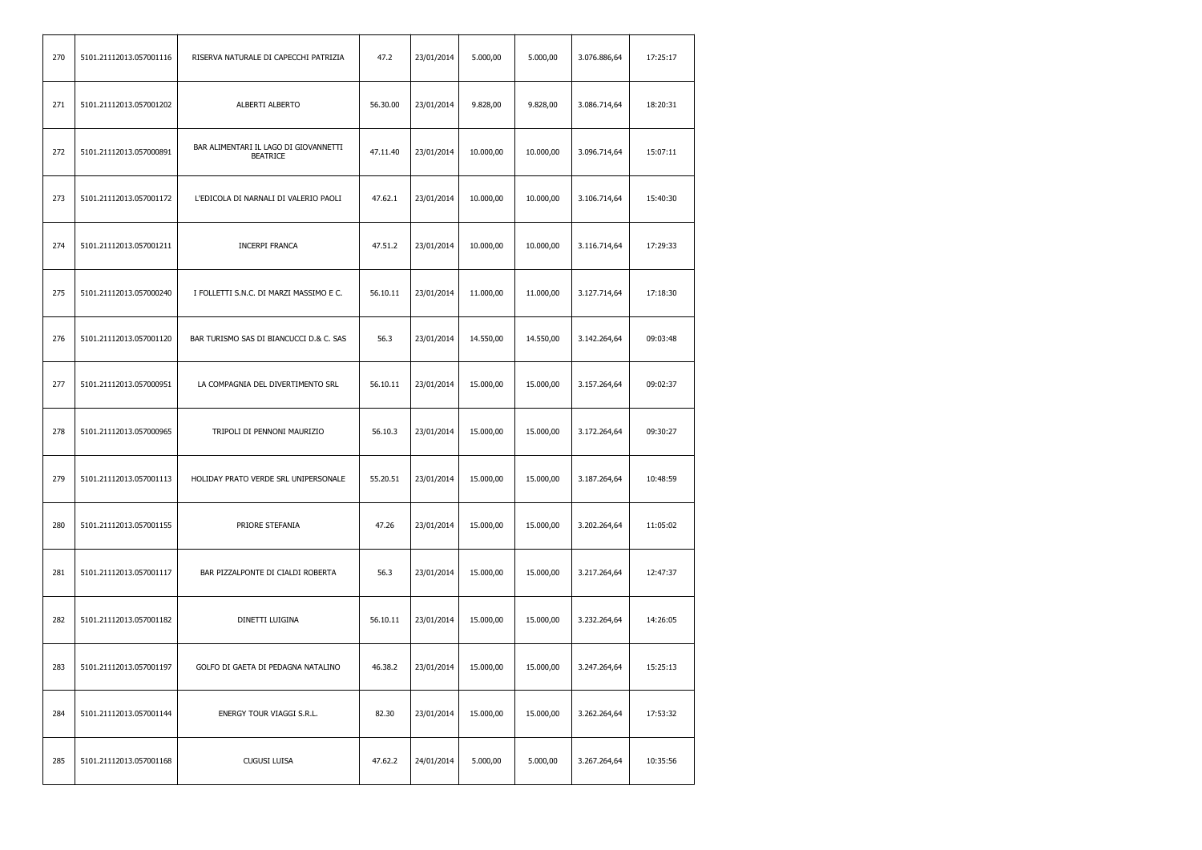| 270 | 5101.21112013.057001116 | RISERVA NATURALE DI CAPECCHI PATRIZIA | 47.2 | 23/01/2014 | 5.000,00 | 5.000,00 | 3.076.886,64 | 17:25:17 |
|---|---|---|---|---|---|---|---|---|
| 271 | 5101.21112013.057001202 | ALBERTI ALBERTO | 56.30.00 | 23/01/2014 | 9.828,00 | 9.828,00 | 3.086.714,64 | 18:20:31 |
| 272 | 5101.21112013.057000891 | BAR ALIMENTARI IL LAGO DI GIOVANNETTI BEATRICE | 47.11.40 | 23/01/2014 | 10.000,00 | 10.000,00 | 3.096.714,64 | 15:07:11 |
| 273 | 5101.21112013.057001172 | L'EDICOLA DI NARNALI DI VALERIO PAOLI | 47.62.1 | 23/01/2014 | 10.000,00 | 10.000,00 | 3.106.714,64 | 15:40:30 |
| 274 | 5101.21112013.057001211 | INCERPI FRANCA | 47.51.2 | 23/01/2014 | 10.000,00 | 10.000,00 | 3.116.714,64 | 17:29:33 |
| 275 | 5101.21112013.057000240 | I FOLLETTI S.N.C. DI MARZI MASSIMO E C. | 56.10.11 | 23/01/2014 | 11.000,00 | 11.000,00 | 3.127.714,64 | 17:18:30 |
| 276 | 5101.21112013.057001120 | BAR TURISMO SAS DI BIANCUCCI D.& C. SAS | 56.3 | 23/01/2014 | 14.550,00 | 14.550,00 | 3.142.264,64 | 09:03:48 |
| 277 | 5101.21112013.057000951 | LA COMPAGNIA DEL DIVERTIMENTO SRL | 56.10.11 | 23/01/2014 | 15.000,00 | 15.000,00 | 3.157.264,64 | 09:02:37 |
| 278 | 5101.21112013.057000965 | TRIPOLI DI PENNONI MAURIZIO | 56.10.3 | 23/01/2014 | 15.000,00 | 15.000,00 | 3.172.264,64 | 09:30:27 |
| 279 | 5101.21112013.057001113 | HOLIDAY PRATO VERDE SRL UNIPERSONALE | 55.20.51 | 23/01/2014 | 15.000,00 | 15.000,00 | 3.187.264,64 | 10:48:59 |
| 280 | 5101.21112013.057001155 | PRIORE STEFANIA | 47.26 | 23/01/2014 | 15.000,00 | 15.000,00 | 3.202.264,64 | 11:05:02 |
| 281 | 5101.21112013.057001117 | BAR PIZZALPONTE DI CIALDI ROBERTA | 56.3 | 23/01/2014 | 15.000,00 | 15.000,00 | 3.217.264,64 | 12:47:37 |
| 282 | 5101.21112013.057001182 | DINETTI LUIGINA | 56.10.11 | 23/01/2014 | 15.000,00 | 15.000,00 | 3.232.264,64 | 14:26:05 |
| 283 | 5101.21112013.057001197 | GOLFO DI GAETA DI PEDAGNA NATALINO | 46.38.2 | 23/01/2014 | 15.000,00 | 15.000,00 | 3.247.264,64 | 15:25:13 |
| 284 | 5101.21112013.057001144 | ENERGY TOUR VIAGGI S.R.L. | 82.30 | 23/01/2014 | 15.000,00 | 15.000,00 | 3.262.264,64 | 17:53:32 |
| 285 | 5101.21112013.057001168 | CUGUSI LUISA | 47.62.2 | 24/01/2014 | 5.000,00 | 5.000,00 | 3.267.264,64 | 10:35:56 |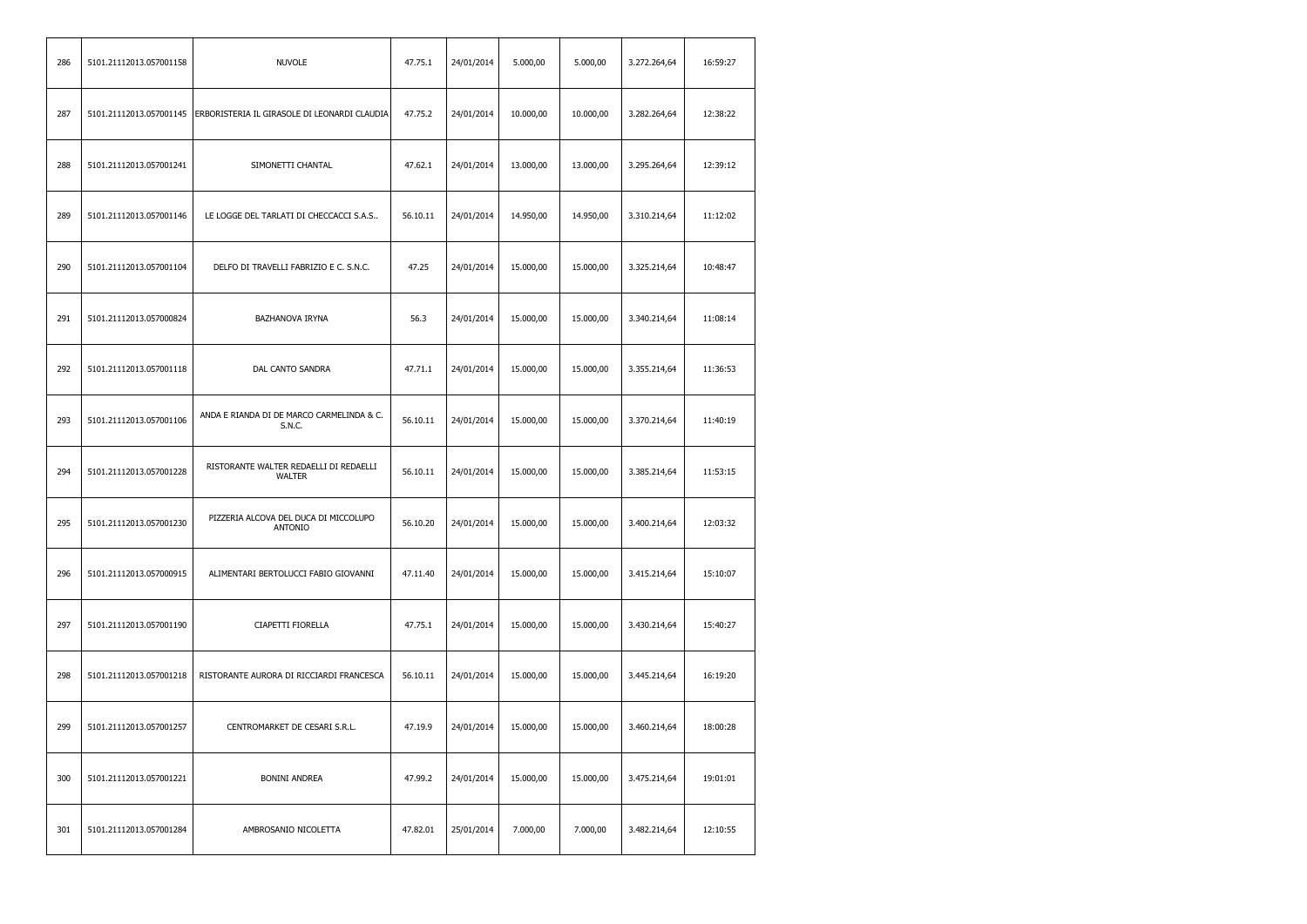| | | | | | | | | |
|---|---|---|---|---|---|---|---|---|
| 286 | 5101.21112013.057001158 | NUVOLE | 47.75.1 | 24/01/2014 | 5.000,00 | 5.000,00 | 3.272.264,64 | 16:59:27 |
| 287 | 5101.21112013.057001145 | ERBORISTERIA IL GIRASOLE DI LEONARDI CLAUDIA | 47.75.2 | 24/01/2014 | 10.000,00 | 10.000,00 | 3.282.264,64 | 12:38:22 |
| 288 | 5101.21112013.057001241 | SIMONETTI CHANTAL | 47.62.1 | 24/01/2014 | 13.000,00 | 13.000,00 | 3.295.264,64 | 12:39:12 |
| 289 | 5101.21112013.057001146 | LE LOGGE DEL TARLATI DI CHECCACCI S.A.S.. | 56.10.11 | 24/01/2014 | 14.950,00 | 14.950,00 | 3.310.214,64 | 11:12:02 |
| 290 | 5101.21112013.057001104 | DELFO DI TRAVELLI FABRIZIO E C. S.N.C. | 47.25 | 24/01/2014 | 15.000,00 | 15.000,00 | 3.325.214,64 | 10:48:47 |
| 291 | 5101.21112013.057000824 | BAZHANOVA IRYNA | 56.3 | 24/01/2014 | 15.000,00 | 15.000,00 | 3.340.214,64 | 11:08:14 |
| 292 | 5101.21112013.057001118 | DAL CANTO SANDRA | 47.71.1 | 24/01/2014 | 15.000,00 | 15.000,00 | 3.355.214,64 | 11:36:53 |
| 293 | 5101.21112013.057001106 | ANDA E RIANDA DI DE MARCO CARMELINDA & C. S.N.C. | 56.10.11 | 24/01/2014 | 15.000,00 | 15.000,00 | 3.370.214,64 | 11:40:19 |
| 294 | 5101.21112013.057001228 | RISTORANTE WALTER REDAELLI DI REDAELLI WALTER | 56.10.11 | 24/01/2014 | 15.000,00 | 15.000,00 | 3.385.214,64 | 11:53:15 |
| 295 | 5101.21112013.057001230 | PIZZERIA ALCOVA DEL DUCA DI MICCOLUPO ANTONIO | 56.10.20 | 24/01/2014 | 15.000,00 | 15.000,00 | 3.400.214,64 | 12:03:32 |
| 296 | 5101.21112013.057000915 | ALIMENTARI BERTOLUCCI FABIO GIOVANNI | 47.11.40 | 24/01/2014 | 15.000,00 | 15.000,00 | 3.415.214,64 | 15:10:07 |
| 297 | 5101.21112013.057001190 | CIAPETTI FIORELLA | 47.75.1 | 24/01/2014 | 15.000,00 | 15.000,00 | 3.430.214,64 | 15:40:27 |
| 298 | 5101.21112013.057001218 | RISTORANTE AURORA DI RICCIARDI FRANCESCA | 56.10.11 | 24/01/2014 | 15.000,00 | 15.000,00 | 3.445.214,64 | 16:19:20 |
| 299 | 5101.21112013.057001257 | CENTROMARKET DE CESARI S.R.L. | 47.19.9 | 24/01/2014 | 15.000,00 | 15.000,00 | 3.460.214,64 | 18:00:28 |
| 300 | 5101.21112013.057001221 | BONINI ANDREA | 47.99.2 | 24/01/2014 | 15.000,00 | 15.000,00 | 3.475.214,64 | 19:01:01 |
| 301 | 5101.21112013.057001284 | AMBROSANIO NICOLETTA | 47.82.01 | 25/01/2014 | 7.000,00 | 7.000,00 | 3.482.214,64 | 12:10:55 |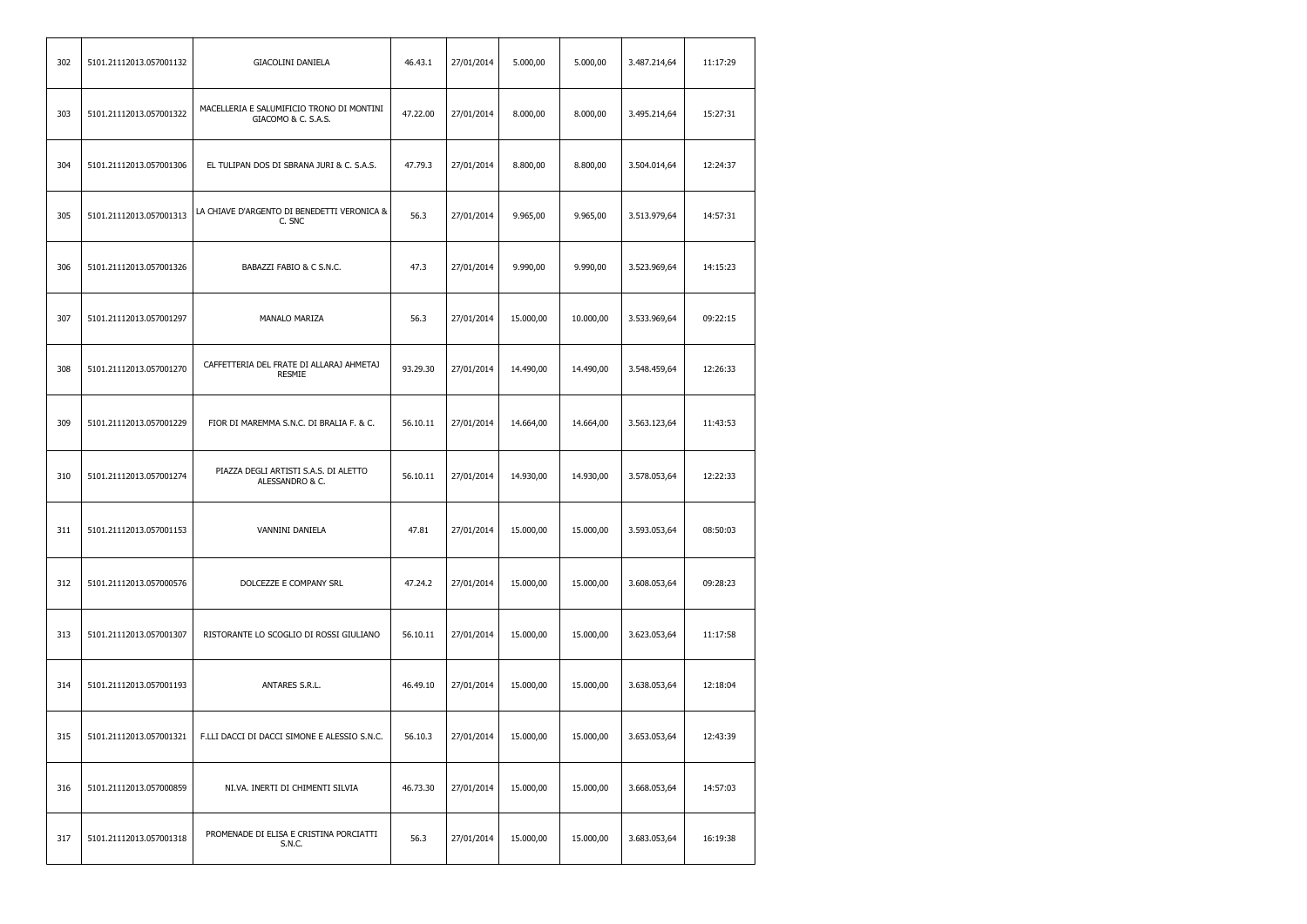| | | | | | | | | |
|---|---|---|---|---|---|---|---|---|
| 302 | 5101.21112013.057001132 | GIACOLINI DANIELA | 46.43.1 | 27/01/2014 | 5.000,00 | 5.000,00 | 3.487.214,64 | 11:17:29 |
| 303 | 5101.21112013.057001322 | MACELLERIA E SALUMIFICIO TRONO DI MONTINI GIACOMO & C. S.A.S. | 47.22.00 | 27/01/2014 | 8.000,00 | 8.000,00 | 3.495.214,64 | 15:27:31 |
| 304 | 5101.21112013.057001306 | EL TULIPAN DOS DI SBRANA JURI & C. S.A.S. | 47.79.3 | 27/01/2014 | 8.800,00 | 8.800,00 | 3.504.014,64 | 12:24:37 |
| 305 | 5101.21112013.057001313 | LA CHIAVE D'ARGENTO DI BENEDETTI VERONICA & C. SNC | 56.3 | 27/01/2014 | 9.965,00 | 9.965,00 | 3.513.979,64 | 14:57:31 |
| 306 | 5101.21112013.057001326 | BABAZZI FABIO & C S.N.C. | 47.3 | 27/01/2014 | 9.990,00 | 9.990,00 | 3.523.969,64 | 14:15:23 |
| 307 | 5101.21112013.057001297 | MANALO MARIZA | 56.3 | 27/01/2014 | 15.000,00 | 10.000,00 | 3.533.969,64 | 09:22:15 |
| 308 | 5101.21112013.057001270 | CAFFETTERIA DEL FRATE DI ALLARAJ AHMETAJ RESMIE | 93.29.30 | 27/01/2014 | 14.490,00 | 14.490,00 | 3.548.459,64 | 12:26:33 |
| 309 | 5101.21112013.057001229 | FIOR DI MAREMMA S.N.C. DI BRALIA F. & C. | 56.10.11 | 27/01/2014 | 14.664,00 | 14.664,00 | 3.563.123,64 | 11:43:53 |
| 310 | 5101.21112013.057001274 | PIAZZA DEGLI ARTISTI S.A.S. DI ALETTO ALESSANDRO & C. | 56.10.11 | 27/01/2014 | 14.930,00 | 14.930,00 | 3.578.053,64 | 12:22:33 |
| 311 | 5101.21112013.057001153 | VANNINI DANIELA | 47.81 | 27/01/2014 | 15.000,00 | 15.000,00 | 3.593.053,64 | 08:50:03 |
| 312 | 5101.21112013.057000576 | DOLCEZZE E COMPANY SRL | 47.24.2 | 27/01/2014 | 15.000,00 | 15.000,00 | 3.608.053,64 | 09:28:23 |
| 313 | 5101.21112013.057001307 | RISTORANTE LO SCOGLIO DI ROSSI GIULIANO | 56.10.11 | 27/01/2014 | 15.000,00 | 15.000,00 | 3.623.053,64 | 11:17:58 |
| 314 | 5101.21112013.057001193 | ANTARES S.R.L. | 46.49.10 | 27/01/2014 | 15.000,00 | 15.000,00 | 3.638.053,64 | 12:18:04 |
| 315 | 5101.21112013.057001321 | F.LLI DACCI DI DACCI SIMONE E ALESSIO S.N.C. | 56.10.3 | 27/01/2014 | 15.000,00 | 15.000,00 | 3.653.053,64 | 12:43:39 |
| 316 | 5101.21112013.057000859 | NI.VA. INERTI DI CHIMENTI SILVIA | 46.73.30 | 27/01/2014 | 15.000,00 | 15.000,00 | 3.668.053,64 | 14:57:03 |
| 317 | 5101.21112013.057001318 | PROMENADE DI ELISA E CRISTINA PORCIATTI S.N.C. | 56.3 | 27/01/2014 | 15.000,00 | 15.000,00 | 3.683.053,64 | 16:19:38 |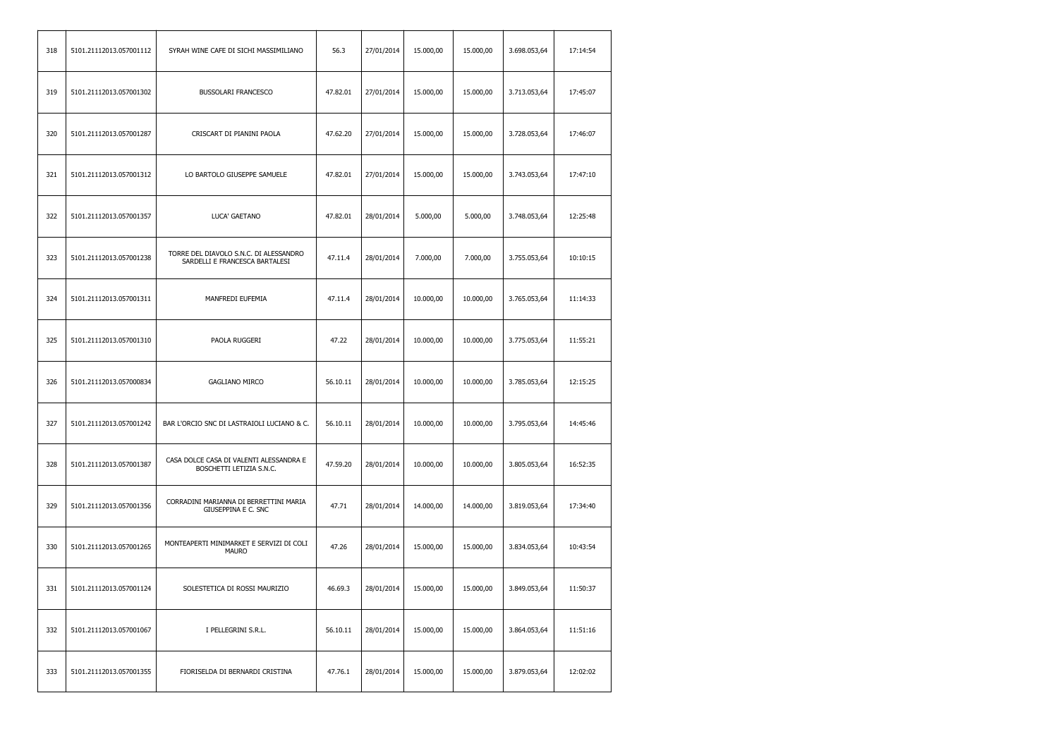| | | | | | | | | |
|---|---|---|---|---|---|---|---|---|
| 318 | 5101.21112013.057001112 | SYRAH WINE CAFE DI SICHI MASSIMILIANO | 56.3 | 27/01/2014 | 15.000,00 | 15.000,00 | 3.698.053,64 | 17:14:54 |
| 319 | 5101.21112013.057001302 | BUSSOLARI FRANCESCO | 47.82.01 | 27/01/2014 | 15.000,00 | 15.000,00 | 3.713.053,64 | 17:45:07 |
| 320 | 5101.21112013.057001287 | CRISCART DI PIANINI PAOLA | 47.62.20 | 27/01/2014 | 15.000,00 | 15.000,00 | 3.728.053,64 | 17:46:07 |
| 321 | 5101.21112013.057001312 | LO BARTOLO GIUSEPPE SAMUELE | 47.82.01 | 27/01/2014 | 15.000,00 | 15.000,00 | 3.743.053,64 | 17:47:10 |
| 322 | 5101.21112013.057001357 | LUCA' GAETANO | 47.82.01 | 28/01/2014 | 5.000,00 | 5.000,00 | 3.748.053,64 | 12:25:48 |
| 323 | 5101.21112013.057001238 | TORRE DEL DIAVOLO S.N.C. DI ALESSANDRO SARDELLI E FRANCESCA BARTALESI | 47.11.4 | 28/01/2014 | 7.000,00 | 7.000,00 | 3.755.053,64 | 10:10:15 |
| 324 | 5101.21112013.057001311 | MANFREDI EUFEMIA | 47.11.4 | 28/01/2014 | 10.000,00 | 10.000,00 | 3.765.053,64 | 11:14:33 |
| 325 | 5101.21112013.057001310 | PAOLA RUGGERI | 47.22 | 28/01/2014 | 10.000,00 | 10.000,00 | 3.775.053,64 | 11:55:21 |
| 326 | 5101.21112013.057000834 | GAGLIANO MIRCO | 56.10.11 | 28/01/2014 | 10.000,00 | 10.000,00 | 3.785.053,64 | 12:15:25 |
| 327 | 5101.21112013.057001242 | BAR L'ORCIO SNC DI LASTRAIOLI LUCIANO & C. | 56.10.11 | 28/01/2014 | 10.000,00 | 10.000,00 | 3.795.053,64 | 14:45:46 |
| 328 | 5101.21112013.057001387 | CASA DOLCE CASA DI VALENTI ALESSANDRA E BOSCHETTI LETIZIA S.N.C. | 47.59.20 | 28/01/2014 | 10.000,00 | 10.000,00 | 3.805.053,64 | 16:52:35 |
| 329 | 5101.21112013.057001356 | CORRADINI MARIANNA DI BERRETTINI MARIA GIUSEPPINA E C. SNC | 47.71 | 28/01/2014 | 14.000,00 | 14.000,00 | 3.819.053,64 | 17:34:40 |
| 330 | 5101.21112013.057001265 | MONTEAPERTI MINIMARKET E SERVIZI DI COLI MAURO | 47.26 | 28/01/2014 | 15.000,00 | 15.000,00 | 3.834.053,64 | 10:43:54 |
| 331 | 5101.21112013.057001124 | SOLESTETICA DI ROSSI MAURIZIO | 46.69.3 | 28/01/2014 | 15.000,00 | 15.000,00 | 3.849.053,64 | 11:50:37 |
| 332 | 5101.21112013.057001067 | I PELLEGRINI S.R.L. | 56.10.11 | 28/01/2014 | 15.000,00 | 15.000,00 | 3.864.053,64 | 11:51:16 |
| 333 | 5101.21112013.057001355 | FIORISELDA DI BERNARDI CRISTINA | 47.76.1 | 28/01/2014 | 15.000,00 | 15.000,00 | 3.879.053,64 | 12:02:02 |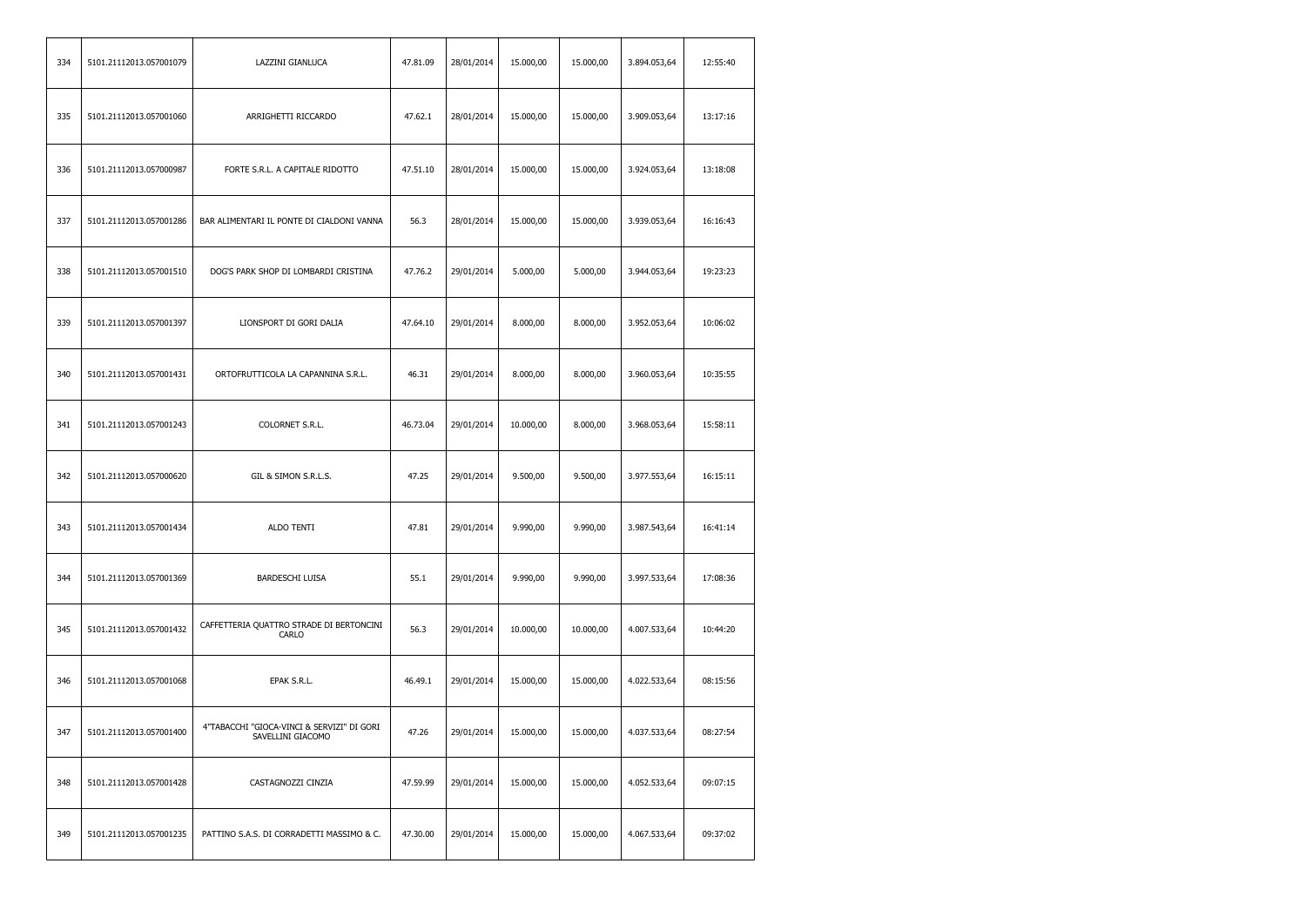| | | | | | | | | |
|---|---|---|---|---|---|---|---|---|
| 334 | 5101.21112013.057001079 | LAZZINI GIANLUCA | 47.81.09 | 28/01/2014 | 15.000,00 | 15.000,00 | 3.894.053,64 | 12:55:40 |
| 335 | 5101.21112013.057001060 | ARRIGHETTI RICCARDO | 47.62.1 | 28/01/2014 | 15.000,00 | 15.000,00 | 3.909.053,64 | 13:17:16 |
| 336 | 5101.21112013.057000987 | FORTE S.R.L. A CAPITALE RIDOTTO | 47.51.10 | 28/01/2014 | 15.000,00 | 15.000,00 | 3.924.053,64 | 13:18:08 |
| 337 | 5101.21112013.057001286 | BAR ALIMENTARI IL PONTE DI CIALDONI VANNA | 56.3 | 28/01/2014 | 15.000,00 | 15.000,00 | 3.939.053,64 | 16:16:43 |
| 338 | 5101.21112013.057001510 | DOG'S PARK SHOP DI LOMBARDI CRISTINA | 47.76.2 | 29/01/2014 | 5.000,00 | 5.000,00 | 3.944.053,64 | 19:23:23 |
| 339 | 5101.21112013.057001397 | LIONSPORT DI GORI DALIA | 47.64.10 | 29/01/2014 | 8.000,00 | 8.000,00 | 3.952.053,64 | 10:06:02 |
| 340 | 5101.21112013.057001431 | ORTOFRUTTICOLA LA CAPANNINA S.R.L. | 46.31 | 29/01/2014 | 8.000,00 | 8.000,00 | 3.960.053,64 | 10:35:55 |
| 341 | 5101.21112013.057001243 | COLORNET S.R.L. | 46.73.04 | 29/01/2014 | 10.000,00 | 8.000,00 | 3.968.053,64 | 15:58:11 |
| 342 | 5101.21112013.057000620 | GIL & SIMON S.R.L.S. | 47.25 | 29/01/2014 | 9.500,00 | 9.500,00 | 3.977.553,64 | 16:15:11 |
| 343 | 5101.21112013.057001434 | ALDO TENTI | 47.81 | 29/01/2014 | 9.990,00 | 9.990,00 | 3.987.543,64 | 16:41:14 |
| 344 | 5101.21112013.057001369 | BARDESCHI LUISA | 55.1 | 29/01/2014 | 9.990,00 | 9.990,00 | 3.997.533,64 | 17:08:36 |
| 345 | 5101.21112013.057001432 | CAFFETTERIA QUATTRO STRADE DI BERTONCINI CARLO | 56.3 | 29/01/2014 | 10.000,00 | 10.000,00 | 4.007.533,64 | 10:44:20 |
| 346 | 5101.21112013.057001068 | EPAK S.R.L. | 46.49.1 | 29/01/2014 | 15.000,00 | 15.000,00 | 4.022.533,64 | 08:15:56 |
| 347 | 5101.21112013.057001400 | 4"TABACCHI "GIOCA-VINCI & SERVIZI" DI GORI SAVELLINI GIACOMO | 47.26 | 29/01/2014 | 15.000,00 | 15.000,00 | 4.037.533,64 | 08:27:54 |
| 348 | 5101.21112013.057001428 | CASTAGNOZZI CINZIA | 47.59.99 | 29/01/2014 | 15.000,00 | 15.000,00 | 4.052.533,64 | 09:07:15 |
| 349 | 5101.21112013.057001235 | PATTINO S.A.S. DI CORRADETTI MASSIMO & C. | 47.30.00 | 29/01/2014 | 15.000,00 | 15.000,00 | 4.067.533,64 | 09:37:02 |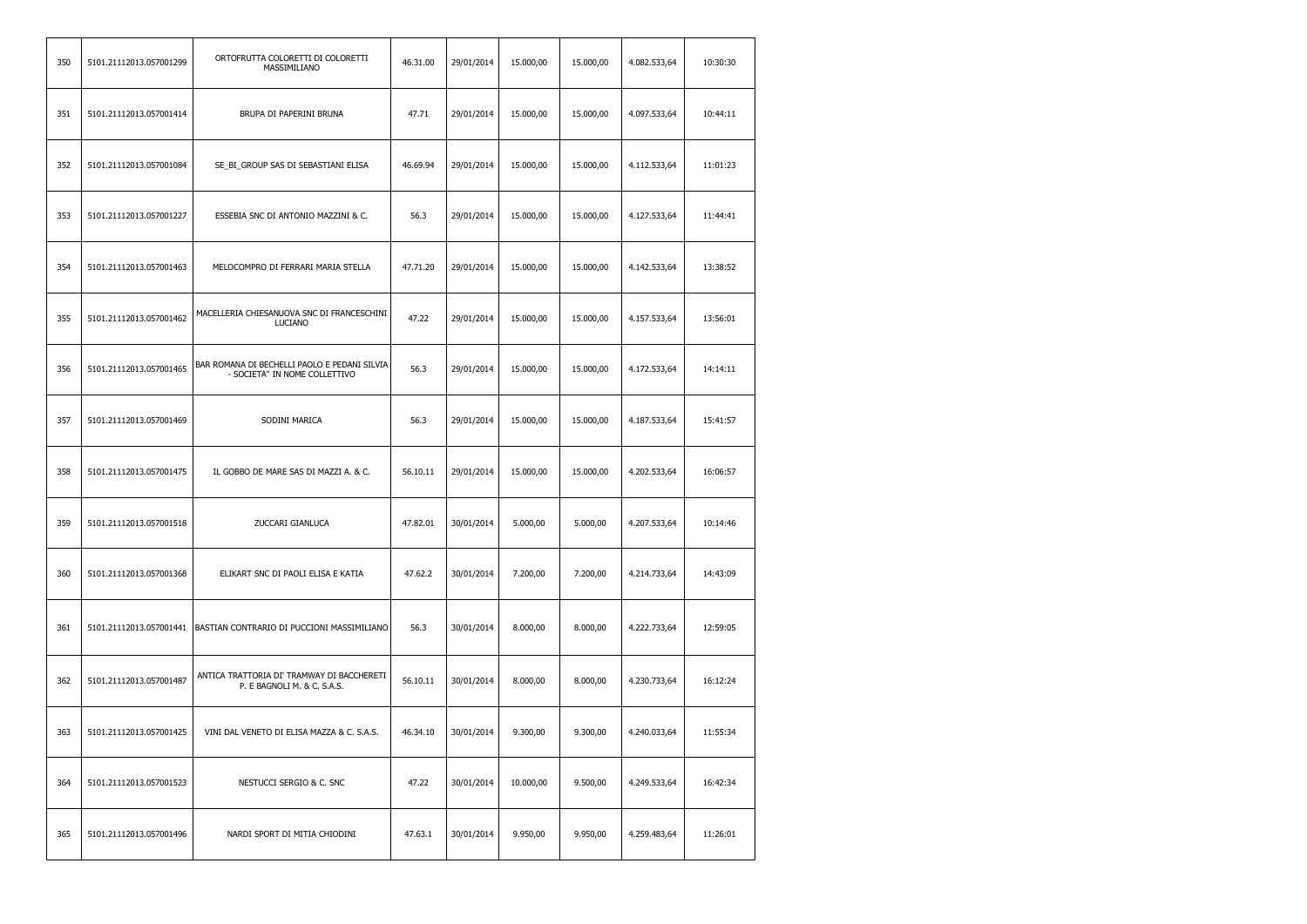| | | | | | | | | |
|---|---|---|---|---|---|---|---|---|
| 350 | 5101.21112013.057001299 | ORTOFRUTTA COLORETTI DI COLORETTI MASSIMILIANO | 46.31.00 | 29/01/2014 | 15.000,00 | 15.000,00 | 4.082.533,64 | 10:30:30 |
| 351 | 5101.21112013.057001414 | BRUPA DI PAPERINI BRUNA | 47.71 | 29/01/2014 | 15.000,00 | 15.000,00 | 4.097.533,64 | 10:44:11 |
| 352 | 5101.21112013.057001084 | SE_BI_GROUP SAS DI SEBASTIANI ELISA | 46.69.94 | 29/01/2014 | 15.000,00 | 15.000,00 | 4.112.533,64 | 11:01:23 |
| 353 | 5101.21112013.057001227 | ESSEBIA SNC DI ANTONIO MAZZINI & C. | 56.3 | 29/01/2014 | 15.000,00 | 15.000,00 | 4.127.533,64 | 11:44:41 |
| 354 | 5101.21112013.057001463 | MELOCOMPRO DI FERRARI MARIA STELLA | 47.71.20 | 29/01/2014 | 15.000,00 | 15.000,00 | 4.142.533,64 | 13:38:52 |
| 355 | 5101.21112013.057001462 | MACELLERIA CHIESANUOVA SNC DI FRANCESCHINI LUCIANO | 47.22 | 29/01/2014 | 15.000,00 | 15.000,00 | 4.157.533,64 | 13:56:01 |
| 356 | 5101.21112013.057001465 | BAR ROMANA DI BECHELLI PAOLO E PEDANI SILVIA - SOCIETA" IN NOME COLLETTIVO | 56.3 | 29/01/2014 | 15.000,00 | 15.000,00 | 4.172.533,64 | 14:14:11 |
| 357 | 5101.21112013.057001469 | SODINI MARICA | 56.3 | 29/01/2014 | 15.000,00 | 15.000,00 | 4.187.533,64 | 15:41:57 |
| 358 | 5101.21112013.057001475 | IL GOBBO DE MARE SAS DI MAZZI A. & C. | 56.10.11 | 29/01/2014 | 15.000,00 | 15.000,00 | 4.202.533,64 | 16:06:57 |
| 359 | 5101.21112013.057001518 | ZUCCARI GIANLUCA | 47.82.01 | 30/01/2014 | 5.000,00 | 5.000,00 | 4.207.533,64 | 10:14:46 |
| 360 | 5101.21112013.057001368 | ELIKART SNC DI PAOLI ELISA E KATIA | 47.62.2 | 30/01/2014 | 7.200,00 | 7.200,00 | 4.214.733,64 | 14:43:09 |
| 361 | 5101.21112013.057001441 | BASTIAN CONTRARIO DI PUCCIONI MASSIMILIANO | 56.3 | 30/01/2014 | 8.000,00 | 8.000,00 | 4.222.733,64 | 12:59:05 |
| 362 | 5101.21112013.057001487 | ANTICA TRATTORIA DI' TRAMWAY DI BACCHERETI P. E BAGNOLI M. & C. S.A.S. | 56.10.11 | 30/01/2014 | 8.000,00 | 8.000,00 | 4.230.733,64 | 16:12:24 |
| 363 | 5101.21112013.057001425 | VINI DAL VENETO DI ELISA MAZZA & C. S.A.S. | 46.34.10 | 30/01/2014 | 9.300,00 | 9.300,00 | 4.240.033,64 | 11:55:34 |
| 364 | 5101.21112013.057001523 | NESTUCCI SERGIO & C. SNC | 47.22 | 30/01/2014 | 10.000,00 | 9.500,00 | 4.249.533,64 | 16:42:34 |
| 365 | 5101.21112013.057001496 | NARDI SPORT DI MITIA CHIODINI | 47.63.1 | 30/01/2014 | 9.950,00 | 9.950,00 | 4.259.483,64 | 11:26:01 |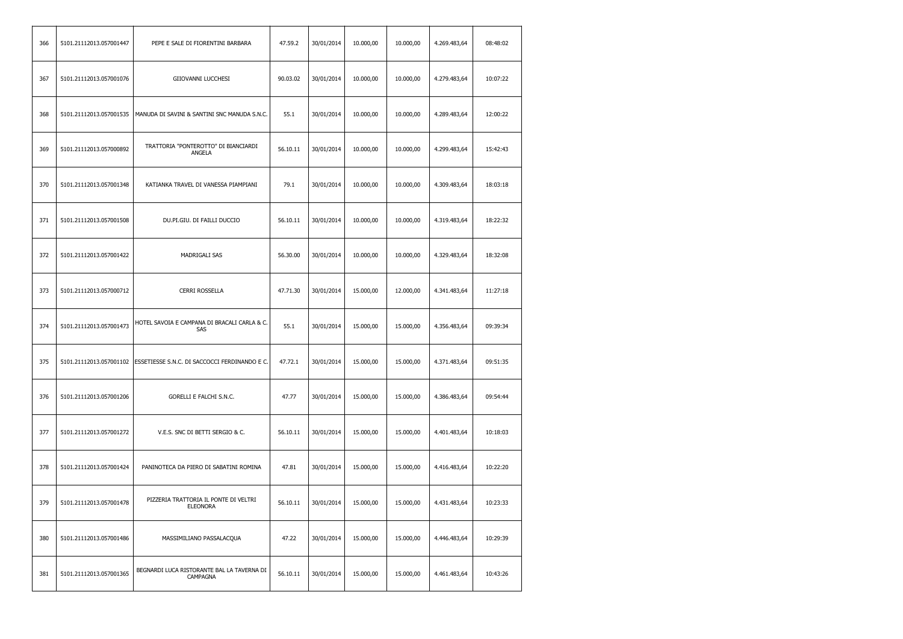| | | | | | | | | |
|---|---|---|---|---|---|---|---|---|
| 366 | 5101.21112013.057001447 | PEPE E SALE DI FIORENTINI BARBARA | 47.59.2 | 30/01/2014 | 10.000,00 | 10.000,00 | 4.269.483,64 | 08:48:02 |
| 367 | 5101.21112013.057001076 | GIIOVANNI LUCCHESI | 90.03.02 | 30/01/2014 | 10.000,00 | 10.000,00 | 4.279.483,64 | 10:07:22 |
| 368 | 5101.21112013.057001535 | MANUDA DI SAVINI & SANTINI SNC MANUDA S.N.C. | 55.1 | 30/01/2014 | 10.000,00 | 10.000,00 | 4.289.483,64 | 12:00:22 |
| 369 | 5101.21112013.057000892 | TRATTORIA "PONTEROTTO" DI BIANCIARDI ANGELA | 56.10.11 | 30/01/2014 | 10.000,00 | 10.000,00 | 4.299.483,64 | 15:42:43 |
| 370 | 5101.21112013.057001348 | KATIANKA TRAVEL DI VANESSA PIAMPIANI | 79.1 | 30/01/2014 | 10.000,00 | 10.000,00 | 4.309.483,64 | 18:03:18 |
| 371 | 5101.21112013.057001508 | DU.PI.GIU. DI FAILLI DUCCIO | 56.10.11 | 30/01/2014 | 10.000,00 | 10.000,00 | 4.319.483,64 | 18:22:32 |
| 372 | 5101.21112013.057001422 | MADRIGALI SAS | 56.30.00 | 30/01/2014 | 10.000,00 | 10.000,00 | 4.329.483,64 | 18:32:08 |
| 373 | 5101.21112013.057000712 | CERRI ROSSELLA | 47.71.30 | 30/01/2014 | 15.000,00 | 12.000,00 | 4.341.483,64 | 11:27:18 |
| 374 | 5101.21112013.057001473 | HOTEL SAVOIA E CAMPANA DI BRACALI CARLA & C. SAS | 55.1 | 30/01/2014 | 15.000,00 | 15.000,00 | 4.356.483,64 | 09:39:34 |
| 375 | 5101.21112013.057001102 | ESSETIESSE S.N.C. DI SACCOCCI FERDINANDO E C. | 47.72.1 | 30/01/2014 | 15.000,00 | 15.000,00 | 4.371.483,64 | 09:51:35 |
| 376 | 5101.21112013.057001206 | GORELLI E FALCHI S.N.C. | 47.77 | 30/01/2014 | 15.000,00 | 15.000,00 | 4.386.483,64 | 09:54:44 |
| 377 | 5101.21112013.057001272 | V.E.S. SNC DI BETTI SERGIO & C. | 56.10.11 | 30/01/2014 | 15.000,00 | 15.000,00 | 4.401.483,64 | 10:18:03 |
| 378 | 5101.21112013.057001424 | PANINOTECA DA PIERO DI SABATINI ROMINA | 47.81 | 30/01/2014 | 15.000,00 | 15.000,00 | 4.416.483,64 | 10:22:20 |
| 379 | 5101.21112013.057001478 | PIZZERIA TRATTORIA IL PONTE DI VELTRI ELEONORA | 56.10.11 | 30/01/2014 | 15.000,00 | 15.000,00 | 4.431.483,64 | 10:23:33 |
| 380 | 5101.21112013.057001486 | MASSIMILIANO PASSALACQUA | 47.22 | 30/01/2014 | 15.000,00 | 15.000,00 | 4.446.483,64 | 10:29:39 |
| 381 | 5101.21112013.057001365 | BEGNARDI LUCA RISTORANTE BAL LA TAVERNA DI CAMPAGNA | 56.10.11 | 30/01/2014 | 15.000,00 | 15.000,00 | 4.461.483,64 | 10:43:26 |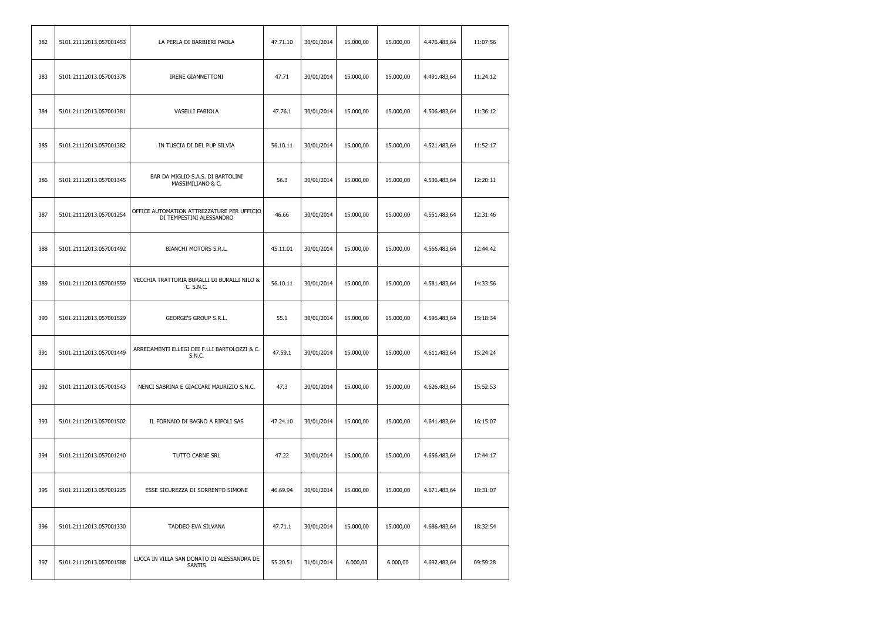| | | | | | | | | |
|---|---|---|---|---|---|---|---|---|
| 382 | 5101.21112013.057001453 | LA PERLA DI BARBIERI PAOLA | 47.71.10 | 30/01/2014 | 15.000,00 | 15.000,00 | 4.476.483,64 | 11:07:56 |
| 383 | 5101.21112013.057001378 | IRENE GIANNETTONI | 47.71 | 30/01/2014 | 15.000,00 | 15.000,00 | 4.491.483,64 | 11:24:12 |
| 384 | 5101.21112013.057001381 | VASELLI FABIOLA | 47.76.1 | 30/01/2014 | 15.000,00 | 15.000,00 | 4.506.483,64 | 11:36:12 |
| 385 | 5101.21112013.057001382 | IN TUSCIA DI DEL PUP SILVIA | 56.10.11 | 30/01/2014 | 15.000,00 | 15.000,00 | 4.521.483,64 | 11:52:17 |
| 386 | 5101.21112013.057001345 | BAR DA MIGLIO S.A.S. DI BARTOLINI MASSIMILIANO & C. | 56.3 | 30/01/2014 | 15.000,00 | 15.000,00 | 4.536.483,64 | 12:20:11 |
| 387 | 5101.21112013.057001254 | OFFICE AUTOMATION ATTREZZATURE PER UFFICIO DI TEMPESTINI ALESSANDRO | 46.66 | 30/01/2014 | 15.000,00 | 15.000,00 | 4.551.483,64 | 12:31:46 |
| 388 | 5101.21112013.057001492 | BIANCHI MOTORS S.R.L. | 45.11.01 | 30/01/2014 | 15.000,00 | 15.000,00 | 4.566.483,64 | 12:44:42 |
| 389 | 5101.21112013.057001559 | VECCHIA TRATTORIA BURALLI DI BURALLI NILO & C. S.N.C. | 56.10.11 | 30/01/2014 | 15.000,00 | 15.000,00 | 4.581.483,64 | 14:33:56 |
| 390 | 5101.21112013.057001529 | GEORGE'S GROUP S.R.L. | 55.1 | 30/01/2014 | 15.000,00 | 15.000,00 | 4.596.483,64 | 15:18:34 |
| 391 | 5101.21112013.057001449 | ARREDAMENTI ELLEGI DEI F.LLI BARTOLOZZI & C. S.N.C. | 47.59.1 | 30/01/2014 | 15.000,00 | 15.000,00 | 4.611.483,64 | 15:24:24 |
| 392 | 5101.21112013.057001543 | NENCI SABRINA E GIACCARI MAURIZIO S.N.C. | 47.3 | 30/01/2014 | 15.000,00 | 15.000,00 | 4.626.483,64 | 15:52:53 |
| 393 | 5101.21112013.057001502 | IL FORNAIO DI BAGNO A RIPOLI SAS | 47.24.10 | 30/01/2014 | 15.000,00 | 15.000,00 | 4.641.483,64 | 16:15:07 |
| 394 | 5101.21112013.057001240 | TUTTO CARNE SRL | 47.22 | 30/01/2014 | 15.000,00 | 15.000,00 | 4.656.483,64 | 17:44:17 |
| 395 | 5101.21112013.057001225 | ESSE SICUREZZA DI SORRENTO SIMONE | 46.69.94 | 30/01/2014 | 15.000,00 | 15.000,00 | 4.671.483,64 | 18:31:07 |
| 396 | 5101.21112013.057001330 | TADDEO EVA SILVANA | 47.71.1 | 30/01/2014 | 15.000,00 | 15.000,00 | 4.686.483,64 | 18:32:54 |
| 397 | 5101.21112013.057001588 | LUCCA IN VILLA SAN DONATO DI ALESSANDRA DE SANTIS | 55.20.51 | 31/01/2014 | 6.000,00 | 6.000,00 | 4.692.483,64 | 09:59:28 |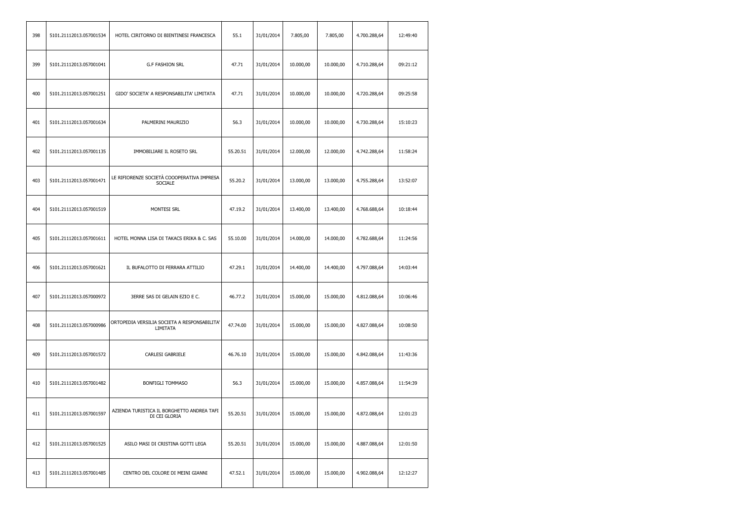| | | | | | | | | |
|---|---|---|---|---|---|---|---|---|
| 398 | 5101.21112013.057001534 | HOTEL CIRITORNO DI BIENTINESI FRANCESCA | 55.1 | 31/01/2014 | 7.805,00 | 7.805,00 | 4.700.288,64 | 12:49:40 |
| 399 | 5101.21112013.057001041 | G.F FASHION SRL | 47.71 | 31/01/2014 | 10.000,00 | 10.000,00 | 4.710.288,64 | 09:21:12 |
| 400 | 5101.21112013.057001251 | GIDO' SOCIETA' A RESPONSABILITA' LIMITATA | 47.71 | 31/01/2014 | 10.000,00 | 10.000,00 | 4.720.288,64 | 09:25:58 |
| 401 | 5101.21112013.057001634 | PALMERINI MAURIZIO | 56.3 | 31/01/2014 | 10.000,00 | 10.000,00 | 4.730.288,64 | 15:10:23 |
| 402 | 5101.21112013.057001135 | IMMOBILIARE IL ROSETO SRL | 55.20.51 | 31/01/2014 | 12.000,00 | 12.000,00 | 4.742.288,64 | 11:58:24 |
| 403 | 5101.21112013.057001471 | LE RIFIORENZE SOCIETÀ COOOPERATIVA IMPRESA SOCIALE | 55.20.2 | 31/01/2014 | 13.000,00 | 13.000,00 | 4.755.288,64 | 13:52:07 |
| 404 | 5101.21112013.057001519 | MONTESI SRL | 47.19.2 | 31/01/2014 | 13.400,00 | 13.400,00 | 4.768.688,64 | 10:18:44 |
| 405 | 5101.21112013.057001611 | HOTEL MONNA LISA DI TAKACS ERIKA & C. SAS | 55.10.00 | 31/01/2014 | 14.000,00 | 14.000,00 | 4.782.688,64 | 11:24:56 |
| 406 | 5101.21112013.057001621 | IL BUFALOTTO DI FERRARA ATTILIO | 47.29.1 | 31/01/2014 | 14.400,00 | 14.400,00 | 4.797.088,64 | 14:03:44 |
| 407 | 5101.21112013.057000972 | 3ERRE SAS DI GELAIN EZIO E C. | 46.77.2 | 31/01/2014 | 15.000,00 | 15.000,00 | 4.812.088,64 | 10:06:46 |
| 408 | 5101.21112013.057000986 | ORTOPEDIA VERSILIA SOCIETA A RESPONSABILITA' LIMITATA | 47.74.00 | 31/01/2014 | 15.000,00 | 15.000,00 | 4.827.088,64 | 10:08:50 |
| 409 | 5101.21112013.057001572 | CARLESI GABRIELE | 46.76.10 | 31/01/2014 | 15.000,00 | 15.000,00 | 4.842.088,64 | 11:43:36 |
| 410 | 5101.21112013.057001482 | BONFIGLI TOMMASO | 56.3 | 31/01/2014 | 15.000,00 | 15.000,00 | 4.857.088,64 | 11:54:39 |
| 411 | 5101.21112013.057001597 | AZIENDA TURISTICA IL BORGHETTO ANDREA TAFI DI CEI GLORIA | 55.20.51 | 31/01/2014 | 15.000,00 | 15.000,00 | 4.872.088,64 | 12:01:23 |
| 412 | 5101.21112013.057001525 | ASILO MASI DI CRISTINA GOTTI LEGA | 55.20.51 | 31/01/2014 | 15.000,00 | 15.000,00 | 4.887.088,64 | 12:01:50 |
| 413 | 5101.21112013.057001485 | CENTRO DEL COLORE DI MEINI GIANNI | 47.52.1 | 31/01/2014 | 15.000,00 | 15.000,00 | 4.902.088,64 | 12:12:27 |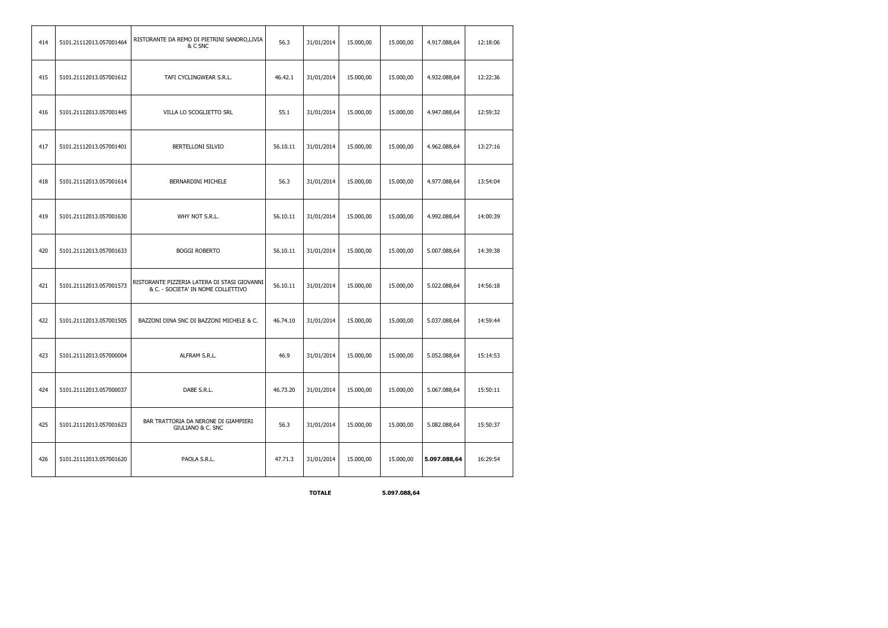| | | | | | | | | |
|---|---|---|---|---|---|---|---|---|
| 414 | 5101.21112013.057001464 | RISTORANTE DA REMO DI PIETRINI SANDRO,LIVIA & C SNC | 56.3 | 31/01/2014 | 15.000,00 | 15.000,00 | 4.917.088,64 | 12:18:06 |
| 415 | 5101.21112013.057001612 | TAFI CYCLINGWEAR S.R.L. | 46.42.1 | 31/01/2014 | 15.000,00 | 15.000,00 | 4.932.088,64 | 12:22:36 |
| 416 | 5101.21112013.057001445 | VILLA LO SCOGLIETTO SRL | 55.1 | 31/01/2014 | 15.000,00 | 15.000,00 | 4.947.088,64 | 12:59:32 |
| 417 | 5101.21112013.057001401 | BERTELLONI SILVIO | 56.10.11 | 31/01/2014 | 15.000,00 | 15.000,00 | 4.962.088,64 | 13:27:16 |
| 418 | 5101.21112013.057001614 | BERNARDINI MICHELE | 56.3 | 31/01/2014 | 15.000,00 | 15.000,00 | 4.977.088,64 | 13:54:04 |
| 419 | 5101.21112013.057001630 | WHY NOT S.R.L. | 56.10.11 | 31/01/2014 | 15.000,00 | 15.000,00 | 4.992.088,64 | 14:00:39 |
| 420 | 5101.21112013.057001633 | BOGGI ROBERTO | 56.10.11 | 31/01/2014 | 15.000,00 | 15.000,00 | 5.007.088,64 | 14:39:38 |
| 421 | 5101.21112013.057001573 | RISTORANTE PIZZERIA LATERA DI STASI GIOVANNI & C. - SOCIETA' IN NOME COLLETTIVO | 56.10.11 | 31/01/2014 | 15.000,00 | 15.000,00 | 5.022.088,64 | 14:56:18 |
| 422 | 5101.21112013.057001505 | BAZZONI DINA SNC DI BAZZONI MICHELE & C. | 46.74.10 | 31/01/2014 | 15.000,00 | 15.000,00 | 5.037.088,64 | 14:59:44 |
| 423 | 5101.21112013.057000004 | ALFRAM S.R.L. | 46.9 | 31/01/2014 | 15.000,00 | 15.000,00 | 5.052.088,64 | 15:14:53 |
| 424 | 5101.21112013.057000037 | DABE S.R.L. | 46.73.20 | 31/01/2014 | 15.000,00 | 15.000,00 | 5.067.088,64 | 15:50:11 |
| 425 | 5101.21112013.057001623 | BAR TRATTORIA DA NERONE DI GIAMPIERI GIULIANO & C. SNC | 56.3 | 31/01/2014 | 15.000,00 | 15.000,00 | 5.082.088,64 | 15:50:37 |
| 426 | 5101.21112013.057001620 | PAOLA S.R.L. | 47.71.3 | 31/01/2014 | 15.000,00 | 15.000,00 | **5.097.088,64** | 16:29:54 |

**TOTALE** **5.097.088,64**